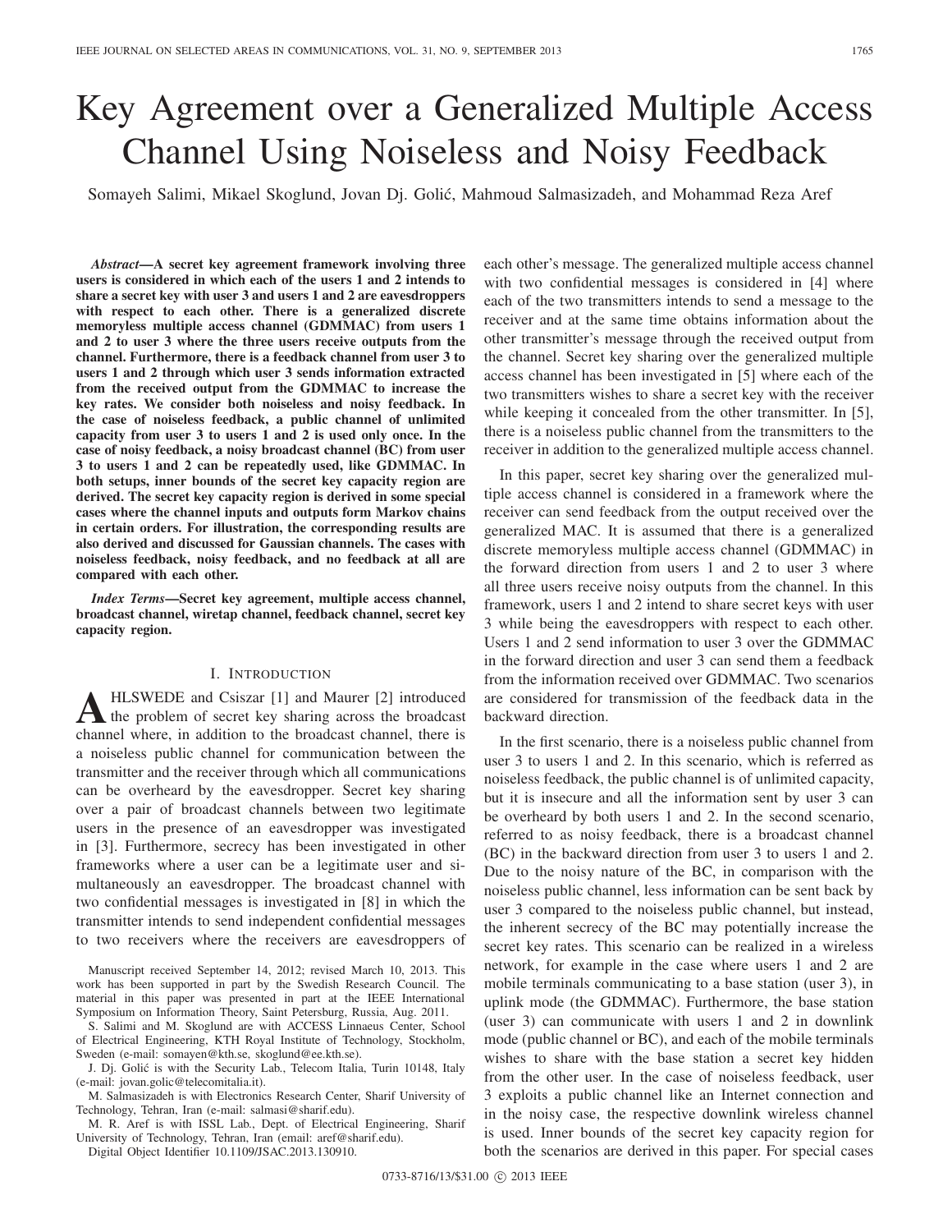# Key Agreement over a Generalized Multiple Access Channel Using Noiseless and Noisy Feedback

Somayeh Salimi, Mikael Skoglund, Jovan Dj. Golić, Mahmoud Salmasizadeh, and Mohammad Reza Aref

***Abstract*—A secret key agreement framework involving three users is considered in which each of the users 1 and 2 intends to share a secret key with user 3 and users 1 and 2 are eavesdroppers with respect to each other. There is a generalized discrete memoryless multiple access channel (GDMMAC) from users 1 and 2 to user 3 where the three users receive outputs from the channel. Furthermore, there is a feedback channel from user 3 to users 1 and 2 through which user 3 sends information extracted from the received output from the GDMMAC to increase the key rates. We consider both noiseless and noisy feedback. In the case of noiseless feedback, a public channel of unlimited capacity from user 3 to users 1 and 2 is used only once. In the case of noisy feedback, a noisy broadcast channel (BC) from user 3 to users 1 and 2 can be repeatedly used, like GDMMAC. In both setups, inner bounds of the secret key capacity region are derived. The secret key capacity region is derived in some special cases where the channel inputs and outputs form Markov chains in certain orders. For illustration, the corresponding results are also derived and discussed for Gaussian channels. The cases with noiseless feedback, noisy feedback, and no feedback at all are compared with each other.**

***Index Terms*—Secret key agreement, multiple access channel, broadcast channel, wiretap channel, feedback channel, secret key capacity region.**

## I. Introduction

Ahlswede and Csiszar [1] and Maurer [2] introduced the problem of secret key sharing across the broadcast channel where, in addition to the broadcast channel, there is a noiseless public channel for communication between the transmitter and the receiver through which all communications can be overheard by the eavesdropper. Secret key sharing over a pair of broadcast channels between two legitimate users in the presence of an eavesdropper was investigated in [3]. Furthermore, secrecy has been investigated in other frameworks where a user can be a legitimate user and simultaneously an eavesdropper. The broadcast channel with two confidential messages is investigated in [8] in which the transmitter intends to send independent confidential messages to two receivers where the receivers are eavesdroppers of each other's message. The generalized multiple access channel with two confidential messages is considered in [4] where each of the two transmitters intends to send a message to the receiver and at the same time obtains information about the other transmitter's message through the received output from the channel. Secret key sharing over the generalized multiple access channel has been investigated in [5] where each of the two transmitters wishes to share a secret key with the receiver while keeping it concealed from the other transmitter. In [5], there is a noiseless public channel from the transmitters to the receiver in addition to the generalized multiple access channel.

In this paper, secret key sharing over the generalized multiple access channel is considered in a framework where the receiver can send feedback from the output received over the generalized MAC. It is assumed that there is a generalized discrete memoryless multiple access channel (GDMMAC) in the forward direction from users 1 and 2 to user 3 where all three users receive noisy outputs from the channel. In this framework, users 1 and 2 intend to share secret keys with user 3 while being the eavesdroppers with respect to each other. Users 1 and 2 send information to user 3 over the GDMMAC in the forward direction and user 3 can send them a feedback from the information received over GDMMAC. Two scenarios are considered for transmission of the feedback data in the backward direction.

In the first scenario, there is a noiseless public channel from user 3 to users 1 and 2. In this scenario, which is referred as noiseless feedback, the public channel is of unlimited capacity, but it is insecure and all the information sent by user 3 can be overheard by both users 1 and 2. In the second scenario, referred to as noisy feedback, there is a broadcast channel (BC) in the backward direction from user 3 to users 1 and 2. Due to the noisy nature of the BC, in comparison with the noiseless public channel, less information can be sent back by user 3 compared to the noiseless public channel, but instead, the inherent secrecy of the BC may potentially increase the secret key rates. This scenario can be realized in a wireless network, for example in the case where users 1 and 2 are mobile terminals communicating to a base station (user 3), in uplink mode (the GDMMAC). Furthermore, the base station (user 3) can communicate with users 1 and 2 in downlink mode (public channel or BC), and each of the mobile terminals wishes to share with the base station a secret key hidden from the other user. In the case of noiseless feedback, user 3 exploits a public channel like an Internet connection and in the noisy case, the respective downlink wireless channel is used. Inner bounds of the secret key capacity region for both the scenarios are derived in this paper. For special cases

Manuscript received September 14, 2012; revised March 10, 2013. This work has been supported in part by the Swedish Research Council. The material in this paper was presented in part at the IEEE International Symposium on Information Theory, Saint Petersburg, Russia, Aug. 2011.

S. Salimi and M. Skoglund are with ACCESS Linnaeus Center, School of Electrical Engineering, KTH Royal Institute of Technology, Stockholm, Sweden (e-mail: somayen@kth.se, skoglund@ee.kth.se).

J. Dj. Golić is with the Security Lab., Telecom Italia, Turin 10148, Italy (e-mail: jovan.golic@telecomitalia.it).

M. Salmasizadeh is with Electronics Research Center, Sharif University of Technology, Tehran, Iran (e-mail: salmasi@sharif.edu).

M. R. Aref is with ISSL Lab., Dept. of Electrical Engineering, Sharif University of Technology, Tehran, Iran (email: aref@sharif.edu).

Digital Object Identifier 10.1109/JSAC.2013.130910.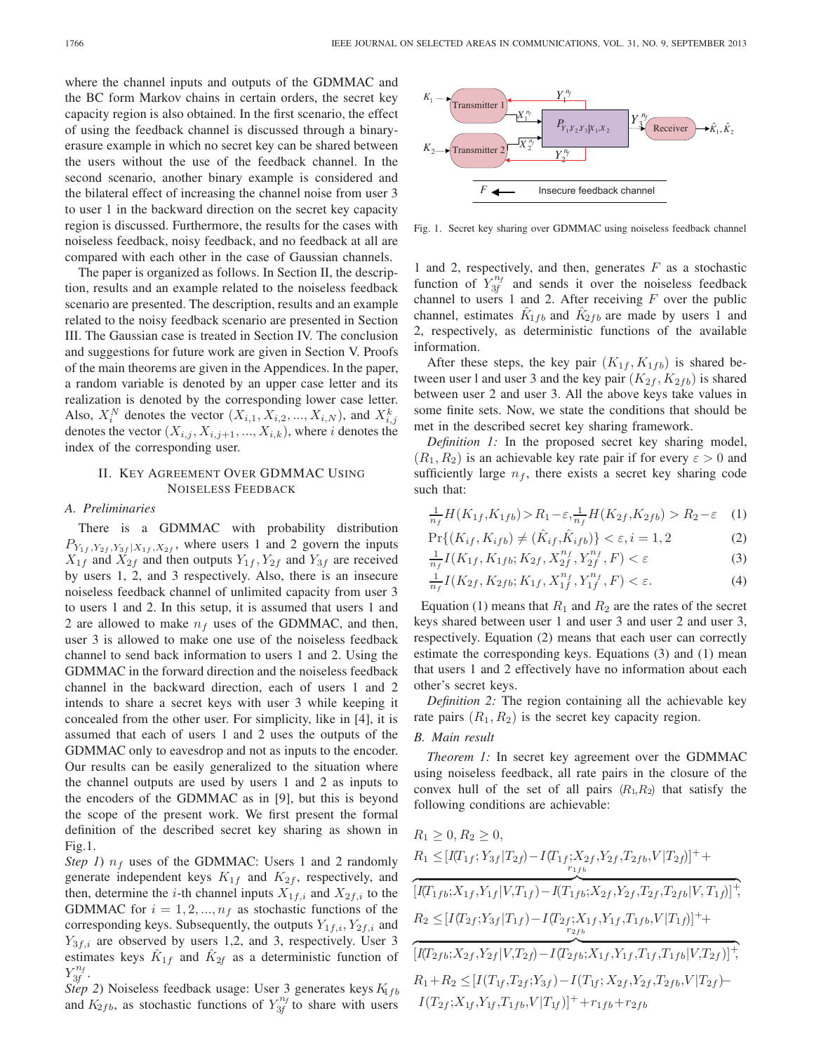where the channel inputs and outputs of the GDMMAC and the BC form Markov chains in certain orders, the secret key capacity region is also obtained. In the first scenario, the effect of using the feedback channel is discussed through a binary-erasure example in which no secret key can be shared between the users without the use of the feedback channel. In the second scenario, another binary example is considered and the bilateral effect of increasing the channel noise from user 3 to user 1 in the backward direction on the secret key capacity region is discussed. Furthermore, the results for the cases with noiseless feedback, noisy feedback, and no feedback at all are compared with each other in the case of Gaussian channels.

The paper is organized as follows. In Section II, the description, results and an example related to the noiseless feedback scenario are presented. The description, results and an example related to the noisy feedback scenario are presented in Section III. The Gaussian case is treated in Section IV. The conclusion and suggestions for future work are given in Section V. Proofs of the main theorems are given in the Appendices. In the paper, a random variable is denoted by an upper case letter and its realization is denoted by the corresponding lower case letter. Also, $X_i^N$ denotes the vector $(X_{i,1}, X_{i,2}, ..., X_{i,N})$, and $X_{i,j}^k$ denotes the vector $(X_{i,j}, X_{i,j+1}, ..., X_{i,k})$, where $i$ denotes the index of the corresponding user.

## II. Key Agreement Over GDMMAC Using Noiseless Feedback

### A. Preliminaries

There is a GDMMAC with probability distribution $P_{Y_{1f},Y_{2f},Y_{3f}|X_{1f},X_{2f}}$, where users 1 and 2 govern the inputs $X_{1f}$ and $X_{2f}$ and then outputs $Y_{1f}, Y_{2f}$ and $Y_{3f}$ are received by users 1, 2, and 3 respectively. Also, there is an insecure noiseless feedback channel of unlimited capacity from user 3 to users 1 and 2. In this setup, it is assumed that users 1 and 2 are allowed to make $n_f$ uses of the GDMMAC, and then, user 3 is allowed to make one use of the noiseless feedback channel to send back information to users 1 and 2. Using the GDMMAC in the forward direction and the noiseless feedback channel in the backward direction, each of users 1 and 2 intends to share a secret keys with user 3 while keeping it concealed from the other user. For simplicity, like in [4], it is assumed that each of users 1 and 2 uses the outputs of the GDMMAC only to eavesdrop and not as inputs to the encoder. Our results can be easily generalized to the situation where the channel outputs are used by users 1 and 2 as inputs to the encoders of the GDMMAC as in [9], but this is beyond the scope of the present work. We first present the formal definition of the described secret key sharing as shown in Fig.1.

Fig. 1. Secret key sharing over GDMMAC using noiseless feedback channel

*Step 1*) $n_f$ uses of the GDMMAC: Users 1 and 2 randomly generate independent keys $K_{1f}$ and $K_{2f}$, respectively, and then, determine the $i$-th channel inputs $X_{1f,i}$ and $X_{2f,i}$ to the GDMMAC for $i = 1, 2, ..., n_f$ as stochastic functions of the corresponding keys. Subsequently, the outputs $Y_{1f,i}, Y_{2f,i}$ and $Y_{3f,i}$ are observed by users 1,2, and 3, respectively. User 3 estimates keys $\hat{K}_{1f}$ and $\hat{K}_{2f}$ as a deterministic function of $Y_{3f}^{n_f}$.

*Step 2*) Noiseless feedback usage: User 3 generates keys $K_{1fb}$ and $K_{2fb}$, as stochastic functions of $Y_{3f}^{n_f}$ to share with users 1 and 2, respectively, and then, generates $F$ as a stochastic function of $Y_{3f}^{n_f}$ and sends it over the noiseless feedback channel to users 1 and 2. After receiving $F$ over the public channel, estimates $\hat{K}_{1fb}$ and $\hat{K}_{2fb}$ are made by users 1 and 2, respectively, as deterministic functions of the available information.

After these steps, the key pair $(K_{1f}, K_{1fb})$ is shared between user l and user 3 and the key pair $(K_{2f}, K_{2fb})$ is shared between user 2 and user 3. All the above keys take values in some finite sets. Now, we state the conditions that should be met in the described secret key sharing framework.

*Definition 1:* In the proposed secret key sharing model, $(R_1, R_2)$ is an achievable key rate pair if for every $\varepsilon > 0$ and sufficiently large $n_f$, there exists a secret key sharing code such that:

$$\tfrac{1}{n_f}H(K_{1f},K_{1fb}) > R_1 - \varepsilon, \tfrac{1}{n_f}H(K_{2f},K_{2fb}) > R_2 - \varepsilon \quad (1)$$

$$\Pr\{(K_{if}, K_{ifb}) \neq (\hat{K}_{if}, \hat{K}_{ifb})\} < \varepsilon, i = 1, 2 \quad (2)$$

$$\tfrac{1}{n_f}I(K_{1f}, K_{1fb}; K_{2f}, X_{2f}^{n_f}, Y_{2f}^{n_f}, F) < \varepsilon \quad (3)$$

$$\tfrac{1}{n_f}I(K_{2f}, K_{2fb}; K_{1f}, X_{1f}^{n_f}, Y_{1f}^{n_f}, F) < \varepsilon. \quad (4)$$

Equation (1) means that $R_1$ and $R_2$ are the rates of the secret keys shared between user 1 and user 3 and user 2 and user 3, respectively. Equation (2) means that each user can correctly estimate the corresponding keys. Equations (3) and (1) mean that users 1 and 2 effectively have no information about each other's secret keys.

*Definition 2:* The region containing all the achievable key rate pairs $(R_1, R_2)$ is the secret key capacity region.

### B. Main result

*Theorem 1:* In secret key agreement over the GDMMAC using noiseless feedback, all rate pairs in the closure of the convex hull of the set of all pairs $(R_1, R_2)$ that satisfy the following conditions are achievable:

$$R_1 \geq 0, R_2 \geq 0,$$

$$R_1 \leq [I(T_{1f}; Y_{3f}|T_{2f}) - I(T_{1f}; X_{2f}, Y_{2f}, T_{2fb}, V|T_{2f})]^+ + \overbrace{[I(T_{1fb}; X_{1f}, Y_{1f}|V, T_{1f}) - I(T_{1fb}; X_{2f}, Y_{2f}, T_{2f}, T_{2fb}|V, T_{1f})]^+}^{r_{1fb}},$$

$$R_2 \leq [I(T_{2f}; Y_{3f}|T_{1f}) - I(T_{2f}; X_{1f}, Y_{1f}, T_{1fb}, V|T_{1f})]^+ + \overbrace{[I(T_{2fb}; X_{2f}, Y_{2f}|V, T_{2f}) - I(T_{2fb}; X_{1f}, Y_{1f}, T_{1f}, T_{1fb}|V, T_{2f})]^+}^{r_{2fb}},$$

$$R_1 + R_2 \leq [I(T_{1f}, T_{2f}; Y_{3f}) - I(T_{1f}; X_{2f}, Y_{2f}, T_{2fb}, V|T_{2f}) - I(T_{2f}; X_{1f}, Y_{1f}, T_{1fb}, V|T_{1f})]^+ + r_{1fb} + r_{2fb}$$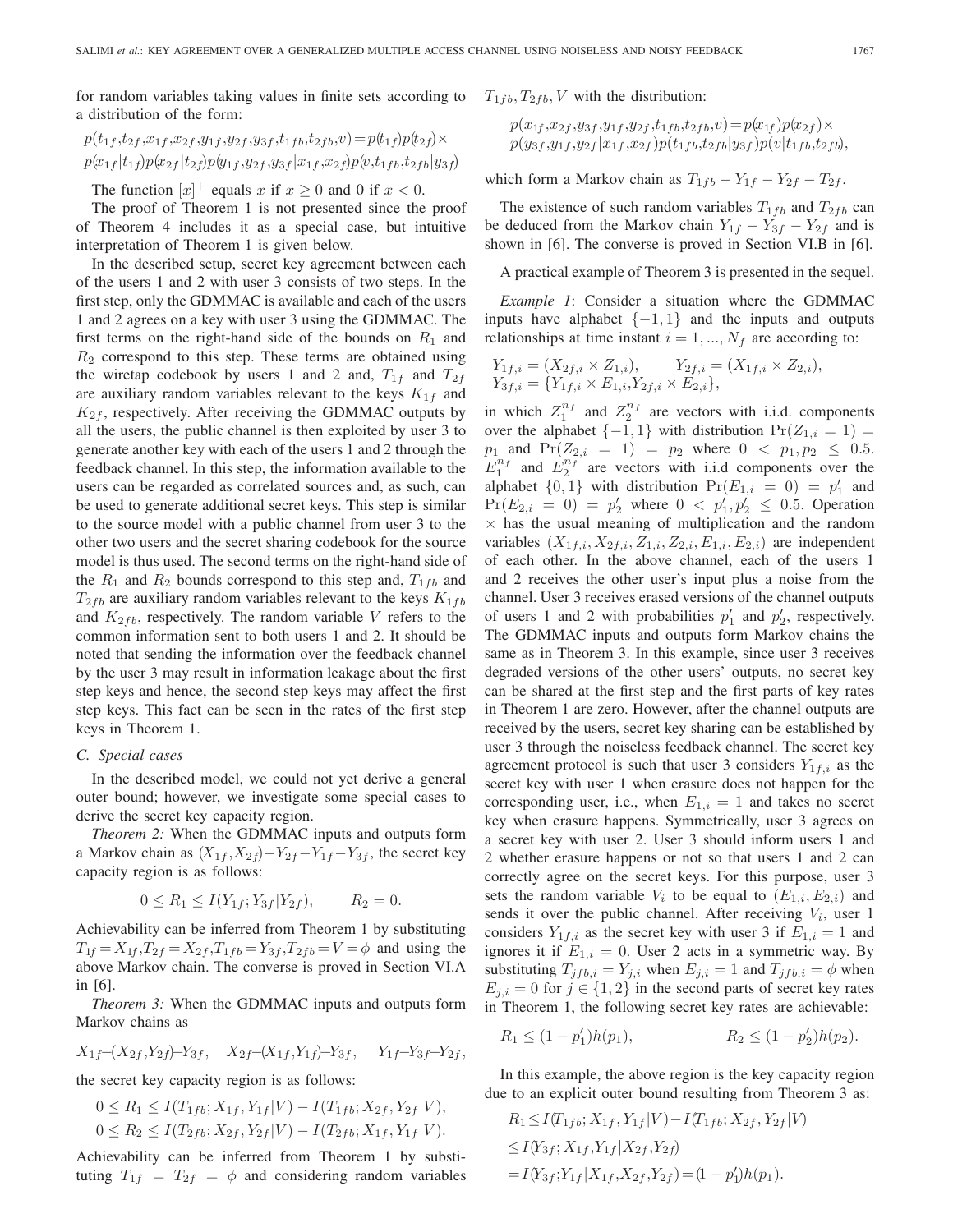for random variables taking values in finite sets according to a distribution of the form:

$$p(t_{1f},t_{2f},x_{1f},x_{2f},y_{1f},y_{2f},y_{3f},t_{1fb},t_{2fb},v)=p(t_{1f})p(t_{2f})\times$$
$$p(x_{1f}|t_{1f})p(x_{2f}|t_{2f})p(y_{1f},y_{2f},y_{3f}|x_{1f},x_{2f})p(v,t_{1fb},t_{2fb}|y_{3f})$$

The function $[x]^+$ equals $x$ if $x \geq 0$ and 0 if $x < 0$.

The proof of Theorem 1 is not presented since the proof of Theorem 4 includes it as a special case, but intuitive interpretation of Theorem 1 is given below.

In the described setup, secret key agreement between each of the users 1 and 2 with user 3 consists of two steps. In the first step, only the GDMMAC is available and each of the users 1 and 2 agrees on a key with user 3 using the GDMMAC. The first terms on the right-hand side of the bounds on $R_1$ and $R_2$ correspond to this step. These terms are obtained using the wiretap codebook by users 1 and 2 and, $T_{1f}$ and $T_{2f}$ are auxiliary random variables relevant to the keys $K_{1f}$ and $K_{2f}$, respectively. After receiving the GDMMAC outputs by all the users, the public channel is then exploited by user 3 to generate another key with each of the users 1 and 2 through the feedback channel. In this step, the information available to the users can be regarded as correlated sources and, as such, can be used to generate additional secret keys. This step is similar to the source model with a public channel from user 3 to the other two users and the secret sharing codebook for the source model is thus used. The second terms on the right-hand side of the $R_1$ and $R_2$ bounds correspond to this step and, $T_{1fb}$ and $T_{2fb}$ are auxiliary random variables relevant to the keys $K_{1fb}$ and $K_{2fb}$, respectively. The random variable $V$ refers to the common information sent to both users 1 and 2. It should be noted that sending the information over the feedback channel by the user 3 may result in information leakage about the first step keys and hence, the second step keys may affect the first step keys. This fact can be seen in the rates of the first step keys in Theorem 1.

### C. Special cases

In the described model, we could not yet derive a general outer bound; however, we investigate some special cases to derive the secret key capacity region.

*Theorem 2:* When the GDMMAC inputs and outputs form a Markov chain as $(X_{1f},X_{2f})–Y_{2f}–Y_{1f}–Y_{3f}$, the secret key capacity region is as follows:

$$0 \leq R_1 \leq I(Y_{1f};Y_{3f}|Y_{2f}), \qquad R_2 = 0.$$

Achievability can be inferred from Theorem 1 by substituting $T_{1f}=X_{1f}, T_{2f}=X_{2f}, T_{1fb}=Y_{3f}, T_{2fb}=V=\phi$ and using the above Markov chain. The converse is proved in Section VI.A in [6].

*Theorem 3:* When the GDMMAC inputs and outputs form Markov chains as

$$X_{1f}–(X_{2f},Y_{2f})–Y_{3f}, \quad X_{2f}–(X_{1f},Y_{1f})–Y_{3f}, \quad Y_{1f}–Y_{3f}–Y_{2f},$$

the secret key capacity region is as follows:

$$0 \leq R_1 \leq I(T_{1fb};X_{1f},Y_{1f}|V) - I(T_{1fb};X_{2f},Y_{2f}|V),$$
$$0 \leq R_2 \leq I(T_{2fb};X_{2f},Y_{2f}|V) - I(T_{2fb};X_{1f},Y_{1f}|V).$$

Achievability can be inferred from Theorem 1 by substituting $T_{1f} = T_{2f} = \phi$ and considering random variables $T_{1fb}, T_{2fb}, V$ with the distribution:

$$p(x_{1f},x_{2f},y_{3f},y_{1f},y_{2f},t_{1fb},t_{2fb},v)=p(x_{1f})p(x_{2f})\times$$
$$p(y_{3f},y_{1f},y_{2f}|x_{1f},x_{2f})p(t_{1fb},t_{2fb}|y_{3f})p(v|t_{1fb},t_{2fb}),$$

which form a Markov chain as $T_{1fb} – Y_{1f} – Y_{2f} – T_{2f}$.

The existence of such random variables $T_{1fb}$ and $T_{2fb}$ can be deduced from the Markov chain $Y_{1f} – Y_{3f} – Y_{2f}$ and is shown in [6]. The converse is proved in Section VI.B in [6].

A practical example of Theorem 3 is presented in the sequel.

*Example 1*: Consider a situation where the GDMMAC inputs have alphabet $\{-1, 1\}$ and the inputs and outputs relationships at time instant $i = 1, ..., N_f$ are according to:

$$Y_{1f,i} = (X_{2f,i} \times Z_{1,i}), \qquad Y_{2f,i} = (X_{1f,i} \times Z_{2,i}),$$
$$Y_{3f,i} = \{Y_{1f,i} \times E_{1,i}, Y_{2f,i} \times E_{2,i}\},$$

in which $Z_1^{n_f}$ and $Z_2^{n_f}$ are vectors with i.i.d. components over the alphabet $\{-1, 1\}$ with distribution $\Pr(Z_{1,i} = 1) = p_1$ and $\Pr(Z_{2,i} = 1) = p_2$ where $0 < p_1, p_2 \leq 0.5$. $E_1^{n_f}$ and $E_2^{n_f}$ are vectors with i.i.d components over the alphabet $\{0, 1\}$ with distribution $\Pr(E_{1,i} = 0) = p'_1$ and $\Pr(E_{2,i} = 0) = p'_2$ where $0 < p'_1, p'_2 \leq 0.5$. Operation $\times$ has the usual meaning of multiplication and the random variables $(X_{1f,i}, X_{2f,i}, Z_{1,i}, Z_{2,i}, E_{1,i}, E_{2,i})$ are independent of each other. In the above channel, each of the users 1 and 2 receives the other user's input plus a noise from the channel. User 3 receives erased versions of the channel outputs of users 1 and 2 with probabilities $p'_1$ and $p'_2$, respectively. The GDMMAC inputs and outputs form Markov chains the same as in Theorem 3. In this example, since user 3 receives degraded versions of the other users' outputs, no secret key can be shared at the first step and the first parts of key rates in Theorem 1 are zero. However, after the channel outputs are received by the users, secret key sharing can be established by user 3 through the noiseless feedback channel. The secret key agreement protocol is such that user 3 considers $Y_{1f,i}$ as the secret key with user 1 when erasure does not happen for the corresponding user, i.e., when $E_{1,i} = 1$ and takes no secret key when erasure happens. Symmetrically, user 3 agrees on a secret key with user 2. User 3 should inform users 1 and 2 whether erasure happens or not so that users 1 and 2 can correctly agree on the secret keys. For this purpose, user 3 sets the random variable $V_i$ to be equal to $(E_{1,i}, E_{2,i})$ and sends it over the public channel. After receiving $V_i$, user 1 considers $Y_{1f,i}$ as the secret key with user 3 if $E_{1,i} = 1$ and ignores it if $E_{1,i} = 0$. User 2 acts in a symmetric way. By substituting $T_{jfb,i} = Y_{j,i}$ when $E_{j,i} = 1$ and $T_{jfb,i} = \phi$ when $E_{j,i} = 0$ for $j \in \{1, 2\}$ in the second parts of secret key rates in Theorem 1, the following secret key rates are achievable:

$$R_1 \leq (1 - p'_1)h(p_1), \qquad R_2 \leq (1 - p'_2)h(p_2).$$

In this example, the above region is the key capacity region due to an explicit outer bound resulting from Theorem 3 as:

$$R_1 \leq I(T_{1fb}; X_{1f}, Y_{1f}|V) - I(T_{1fb}; X_{2f}, Y_{2f}|V)$$
$$\leq I(Y_{3f}; X_{1f}, Y_{1f}|X_{2f}, Y_{2f})$$
$$= I(Y_{3f}; Y_{1f}|X_{1f}, X_{2f}, Y_{2f}) = (1 - p'_1)h(p_1).$$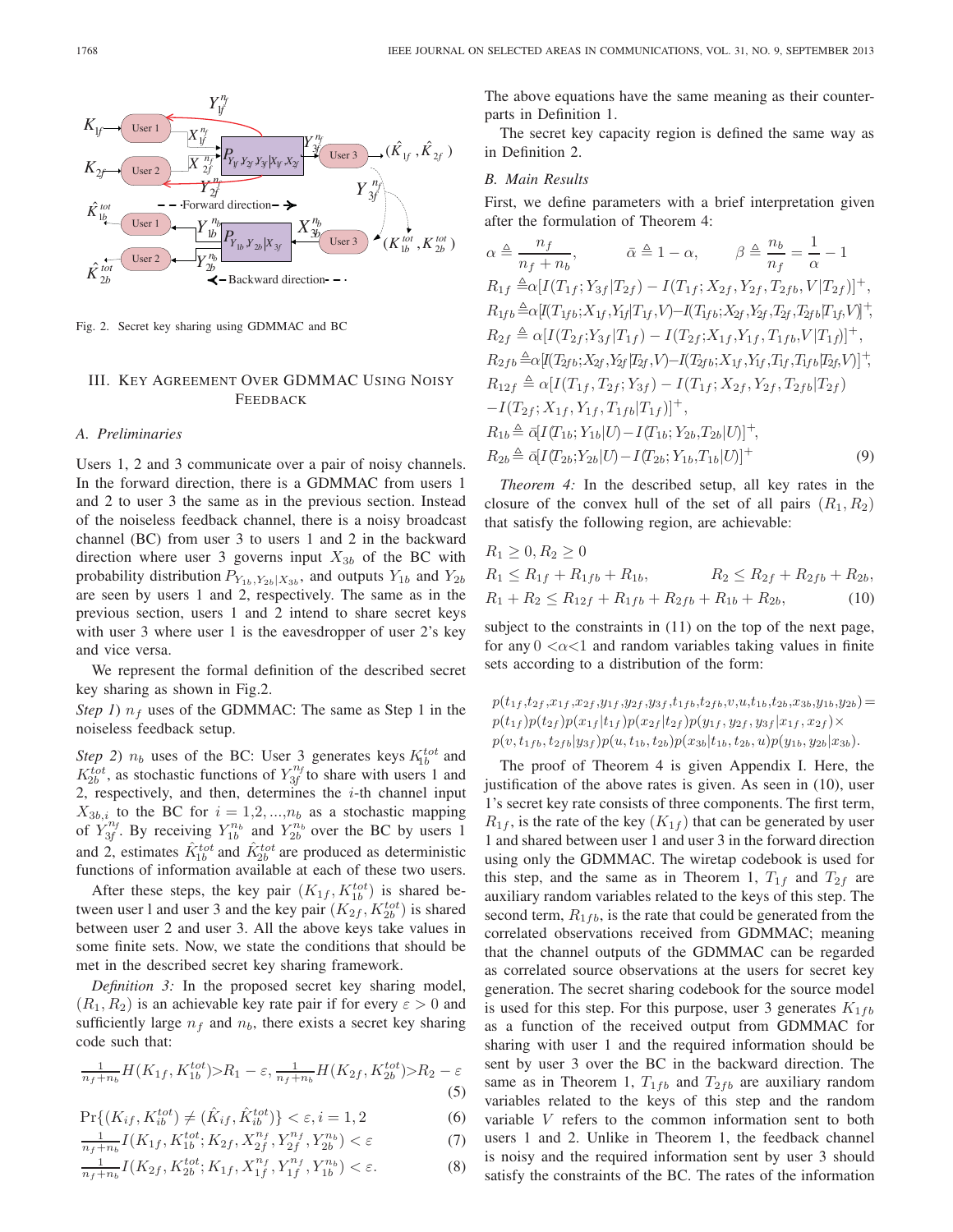Fig. 2. Secret key sharing using GDMMAC and BC

## III. Key Agreement Over GDMMAC Using Noisy Feedback

### A. Preliminaries

Users 1, 2 and 3 communicate over a pair of noisy channels. In the forward direction, there is a GDMMAC from users 1 and 2 to user 3 the same as in the previous section. Instead of the noiseless feedback channel, there is a noisy broadcast channel (BC) from user 3 to users 1 and 2 in the backward direction where user 3 governs input $X_{3b}$ of the BC with probability distribution $P_{Y_{1b},Y_{2b}|X_{3b}}$, and outputs $Y_{1b}$ and $Y_{2b}$ are seen by users 1 and 2, respectively. The same as in the previous section, users 1 and 2 intend to share secret keys with user 3 where user 1 is the eavesdropper of user 2's key and vice versa.

We represent the formal definition of the described secret key sharing as shown in Fig.2.

*Step 1*) $n_f$ uses of the GDMMAC: The same as Step 1 in the noiseless feedback setup.

*Step 2*) $n_b$ uses of the BC: User 3 generates keys $K_{1b}^{tot}$ and $K_{2b}^{tot}$, as stochastic functions of $Y_{3f}^{n_f}$ to share with users 1 and 2, respectively, and then, determines the $i$-th channel input $X_{3b,i}$ to the BC for $i = 1,2,...,n_b$ as a stochastic mapping of $Y_{3f}^{n_f}$. By receiving $Y_{1b}^{n_b}$ and $Y_{2b}^{n_b}$ over the BC by users 1 and 2, estimates $\hat{K}_{1b}^{tot}$ and $\hat{K}_{2b}^{tot}$ are produced as deterministic functions of information available at each of these two users.

After these steps, the key pair $(K_{1f}, K_{1b}^{tot})$ is shared between user l and user 3 and the key pair $(K_{2f}, K_{2b}^{tot})$ is shared between user 2 and user 3. All the above keys take values in some finite sets. Now, we state the conditions that should be met in the described secret key sharing framework.

*Definition 3:* In the proposed secret key sharing model, $(R_1, R_2)$ is an achievable key rate pair if for every $\varepsilon > 0$ and sufficiently large $n_f$ and $n_b$, there exists a secret key sharing code such that:

$$\tfrac{1}{n_f+n_b}H(K_{1f}, K_{1b}^{tot})>R_1 - \varepsilon, \tfrac{1}{n_f+n_b}H(K_{2f}, K_{2b}^{tot})>R_2 - \varepsilon \tag{5}$$

$$\Pr\{(K_{if}, K_{ib}^{tot}) \neq (\hat{K}_{if}, \hat{K}_{ib}^{tot})\} < \varepsilon, i = 1, 2 \tag{6}$$

$$\tfrac{1}{n_f+n_b}I(K_{1f}, K_{1b}^{tot}; K_{2f}, X_{2f}^{n_f}, Y_{2f}^{n_f}, Y_{2b}^{n_b}) < \varepsilon \tag{7}$$

$$\tfrac{1}{n_f+n_b}I(K_{2f}, K_{2b}^{tot}; K_{1f}, X_{1f}^{n_f}, Y_{1f}^{n_f}, Y_{1b}^{n_b}) < \varepsilon. \tag{8}$$

The above equations have the same meaning as their counterparts in Definition 1.

The secret key capacity region is defined the same way as in Definition 2.

### B. Main Results

First, we define parameters with a brief interpretation given after the formulation of Theorem 4:

$$\alpha \triangleq \frac{n_f}{n_f + n_b}, \qquad \bar{\alpha} \triangleq 1 - \alpha, \qquad \beta \triangleq \frac{n_b}{n_f} = \frac{1}{\alpha} - 1$$
$$R_{1f} \triangleq \alpha[I(T_{1f}; Y_{3f}|T_{2f}) - I(T_{1f}; X_{2f}, Y_{2f}, T_{2fb}, V|T_{2f})]^+,$$
$$R_{1fb} \triangleq \alpha[I(T_{1fb}; X_{1f}, Y_{1f}|T_{1f}, V) - I(T_{1fb}; X_{2f}, Y_{2f}, T_{2f}, T_{2fb}|T_{1f}, V)]^+,$$
$$R_{2f} \triangleq \alpha[I(T_{2f}; Y_{3f}|T_{1f}) - I(T_{2f}; X_{1f}, Y_{1f}, T_{1fb}, V|T_{1f})]^+,$$
$$R_{2fb} \triangleq \alpha[I(T_{2fb}; X_{2f}, Y_{2f}|T_{2f}, V) - I(T_{2fb}; X_{1f}, Y_{1f}, T_{1f}, T_{1fb}|T_{2f}, V)]^+,$$
$$R_{12f} \triangleq \alpha[I(T_{1f}, T_{2f}; Y_{3f}) - I(T_{1f}; X_{2f}, Y_{2f}, T_{2fb}|T_{2f})$$
$$-I(T_{2f}; X_{1f}, Y_{1f}, T_{1fb}|T_{1f})]^+,$$
$$R_{1b} \triangleq \bar{\alpha}[I(T_{1b}; Y_{1b}|U) - I(T_{1b}; Y_{2b}, T_{2b}|U)]^+,$$
$$R_{2b} \triangleq \bar{\alpha}[I(T_{2b}; Y_{2b}|U) - I(T_{2b}; Y_{1b}, T_{1b}|U)]^+ \tag{9}$$

*Theorem 4:* In the described setup, all key rates in the closure of the convex hull of the set of all pairs $(R_1, R_2)$ that satisfy the following region, are achievable:

$$R_1 \geq 0, R_2 \geq 0$$
$$R_1 \leq R_{1f} + R_{1fb} + R_{1b}, \qquad R_2 \leq R_{2f} + R_{2fb} + R_{2b},$$
$$R_1 + R_2 \leq R_{12f} + R_{1fb} + R_{2fb} + R_{1b} + R_{2b}, \tag{10}$$

subject to the constraints in (11) on the top of the next page, for any $0 < \alpha < 1$ and random variables taking values in finite sets according to a distribution of the form:

$$p(t_{1f}, t_{2f}, x_{1f}, x_{2f}, y_{1f}, y_{2f}, y_{3f}, t_{1fb}, t_{2fb}, v, u, t_{1b}, t_{2b}, x_{3b}, y_{1b}, y_{2b}) =$$
$$p(t_{1f})p(t_{2f})p(x_{1f}|t_{1f})p(x_{2f}|t_{2f})p(y_{1f}, y_{2f}, y_{3f}|x_{1f}, x_{2f})\times$$
$$p(v, t_{1fb}, t_{2fb}|y_{3f})p(u, t_{1b}, t_{2b})p(x_{3b}|t_{1b}, t_{2b}, u)p(y_{1b}, y_{2b}|x_{3b}).$$

The proof of Theorem 4 is given Appendix I. Here, the justification of the above rates is given. As seen in (10), user 1's secret key rate consists of three components. The first term, $R_{1f}$, is the rate of the key $(K_{1f})$ that can be generated by user 1 and shared between user 1 and user 3 in the forward direction using only the GDMMAC. The wiretap codebook is used for this step, and the same as in Theorem 1, $T_{1f}$ and $T_{2f}$ are auxiliary random variables related to the keys of this step. The second term, $R_{1fb}$, is the rate that could be generated from the correlated observations received from GDMMAC; meaning that the channel outputs of the GDMMAC can be regarded as correlated source observations at the users for secret key generation. The secret sharing codebook for the source model is used for this step. For this purpose, user 3 generates $K_{1fb}$ as a function of the received output from GDMMAC for sharing with user 1 and the required information should be sent by user 3 over the BC in the backward direction. The same as in Theorem 1, $T_{1fb}$ and $T_{2fb}$ are auxiliary random variables related to the keys of this step and the random variable $V$ refers to the common information sent to both users 1 and 2. Unlike in Theorem 1, the feedback channel is noisy and the required information sent by user 3 should satisfy the constraints of the BC. The rates of the information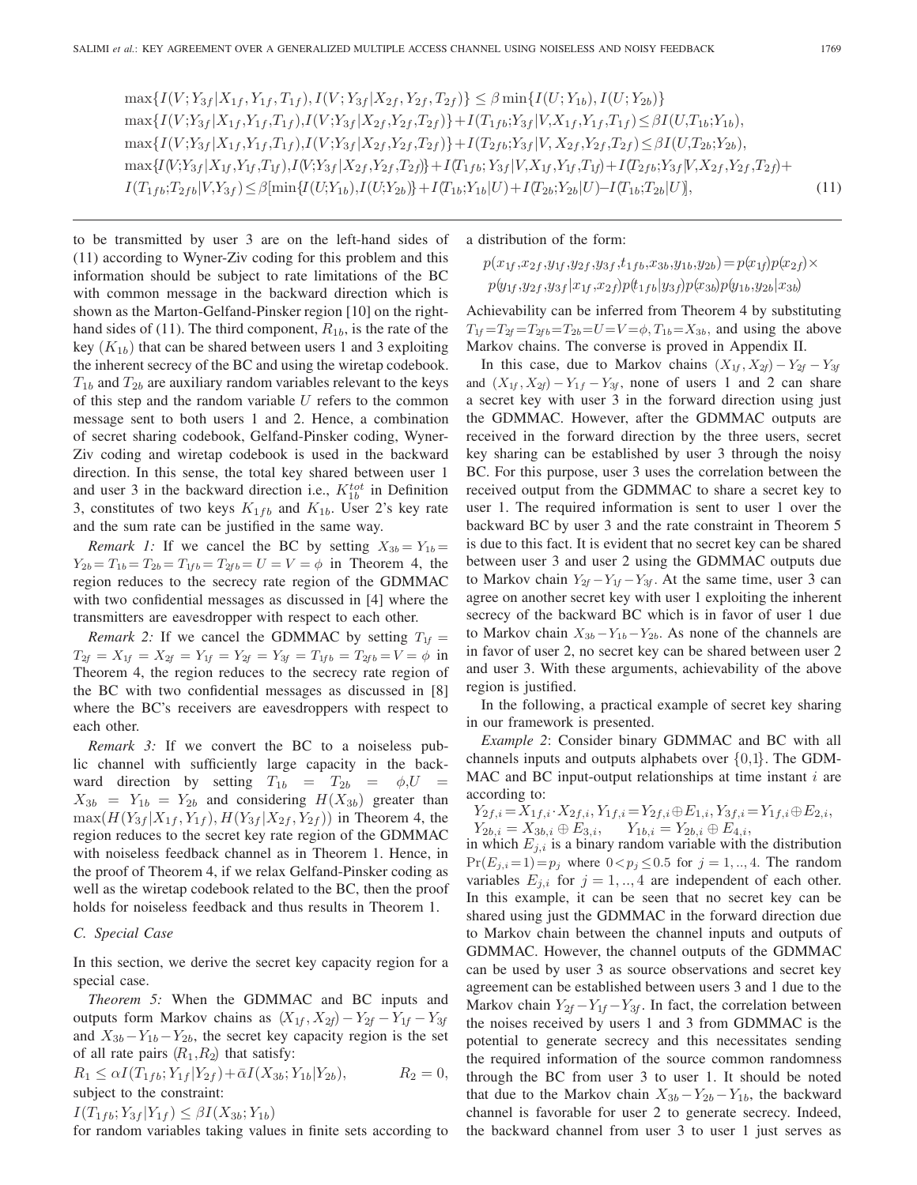$$
\begin{aligned}
&\max\{I(V;Y_{3f}|X_{1f},Y_{1f},T_{1f}), I(V;Y_{3f}|X_{2f},Y_{2f},T_{2f})\} \leq \beta \min\{I(U;Y_{1b}), I(U;Y_{2b})\}\\
&\max\{I(V;Y_{3f}|X_{1f},Y_{1f},T_{1f}),I(V;Y_{3f}|X_{2f},Y_{2f},T_{2f})\}+I(T_{1fb};Y_{3f}|V,X_{1f},Y_{1f},T_{1f}) \leq \beta I(U,T_{1b};Y_{1b}),\\
&\max\{I(V;Y_{3f}|X_{1f},Y_{1f},T_{1f}),I(V;Y_{3f}|X_{2f},Y_{2f},T_{2f})\}+I(T_{2fb};Y_{3f}|V,X_{2f},Y_{2f},T_{2f}) \leq \beta I(U,T_{2b};Y_{2b}),\\
&\max\{I(V;Y_{3f}|X_{1f},Y_{1f},T_{1f}),I(V;Y_{3f}|X_{2f},Y_{2f},T_{2f})\}+I(T_{1fb};Y_{3f}|V,X_{1f},Y_{1f},T_{1f})+I(T_{2fb};Y_{3f}|V,X_{2f},Y_{2f},T_{2f})+\\
&I(T_{1fb};T_{2fb}|V,Y_{3f}) \leq \beta[\min\{I(U;Y_{1b}),I(U;Y_{2b})\}+I(T_{1b};Y_{1b}|U)+I(T_{2b};Y_{2b}|U)-I(T_{1b};T_{2b}|U)], \qquad (11)
\end{aligned}
$$

to be transmitted by user 3 are on the left-hand sides of (11) according to Wyner-Ziv coding for this problem and this information should be subject to rate limitations of the BC with common message in the backward direction which is shown as the Marton-Gelfand-Pinsker region [10] on the right-hand sides of (11). The third component, $R_{1b}$, is the rate of the key ($K_{1b}$) that can be shared between users 1 and 3 exploiting the inherent secrecy of the BC and using the wiretap codebook. $T_{1b}$ and $T_{2b}$ are auxiliary random variables relevant to the keys of this step and the random variable $U$ refers to the common message sent to both users 1 and 2. Hence, a combination of secret sharing codebook, Gelfand-Pinsker coding, Wyner-Ziv coding and wiretap codebook is used in the backward direction. In this sense, the total key shared between user 1 and user 3 in the backward direction i.e., $K_{1b}^{tot}$ in Definition 3, constitutes of two keys $K_{1fb}$ and $K_{1b}$. User 2's key rate and the sum rate can be justified in the same way.

*Remark 1:* If we cancel the BC by setting $X_{3b}=Y_{1b}=Y_{2b}=T_{1b}=T_{2b}=T_{1fb}=T_{2fb}=U=V=\phi$ in Theorem 4, the region reduces to the secrecy rate region of the GDMMAC with two confidential messages as discussed in [4] where the transmitters are eavesdropper with respect to each other.

*Remark 2:* If we cancel the GDMMAC by setting $T_{1f}=T_{2f}=X_{1f}=X_{2f}=Y_{1f}=Y_{2f}=Y_{3f}=T_{1fb}=T_{2fb}=V=\phi$ in Theorem 4, the region reduces to the secrecy rate region of the BC with two confidential messages as discussed in [8] where the BC's receivers are eavesdroppers with respect to each other.

*Remark 3:* If we convert the BC to a noiseless public channel with sufficiently large capacity in the backward direction by setting $T_{1b}=T_{2b}=\phi, U=X_{3b}=Y_{1b}=Y_{2b}$ and considering $H(X_{3b})$ greater than $\max(H(Y_{3f}|X_{1f},Y_{1f}),H(Y_{3f}|X_{2f},Y_{2f}))$ in Theorem 4, the region reduces to the secret key rate region of the GDMMAC with noiseless feedback channel as in Theorem 1. Hence, in the proof of Theorem 4, if we relax Gelfand-Pinsker coding as well as the wiretap codebook related to the BC, then the proof holds for noiseless feedback and thus results in Theorem 1.

### C. Special Case

In this section, we derive the secret key capacity region for a special case.

*Theorem 5:* When the GDMMAC and BC inputs and outputs form Markov chains as $(X_{1f},X_{2f})-Y_{2f}-Y_{1f}-Y_{3f}$ and $X_{3b}-Y_{1b}-Y_{2b}$, the secret key capacity region is the set of all rate pairs $(R_1,R_2)$ that satisfy:

$$R_1 \leq \alpha I(T_{1fb};Y_{1f}|Y_{2f})+\bar{\alpha} I(X_{3b};Y_{1b}|Y_{2b}), \qquad R_2=0,$$

subject to the constraint:

$$I(T_{1fb};Y_{3f}|Y_{1f}) \leq \beta I(X_{3b};Y_{1b})$$

for random variables taking values in finite sets according to a distribution of the form:

$$p(x_{1f},x_{2f},y_{1f},y_{2f},y_{3f},t_{1fb},x_{3b},y_{1b},y_{2b})=p(x_{1f})p(x_{2f})\times p(y_{1f},y_{2f},y_{3f}|x_{1f},x_{2f})p(t_{1fb}|y_{3f})p(x_{3b})p(y_{1b},y_{2b}|x_{3b})$$

Achievability can be inferred from Theorem 4 by substituting $T_{1f}=T_{2f}=T_{2fb}=T_{2b}=U=V=\phi, T_{1b}=X_{3b}$, and using the above Markov chains. The converse is proved in Appendix II.

In this case, due to Markov chains $(X_{1f},X_{2f})-Y_{2f}-Y_{3f}$ and $(X_{1f},X_{2f})-Y_{1f}-Y_{3f}$, none of users 1 and 2 can share a secret key with user 3 in the forward direction using just the GDMMAC. However, after the GDMMAC outputs are received in the forward direction by the three users, secret key sharing can be established by user 3 through the noisy BC. For this purpose, user 3 uses the correlation between the received output from the GDMMAC to share a secret key to user 1. The required information is sent to user 1 over the backward BC by user 3 and the rate constraint in Theorem 5 is due to this fact. It is evident that no secret key can be shared between user 3 and user 2 using the GDMMAC outputs due to Markov chain $Y_{2f}-Y_{1f}-Y_{3f}$. At the same time, user 3 can agree on another secret key with user 1 exploiting the inherent secrecy of the backward BC which is in favor of user 1 due to Markov chain $X_{3b}-Y_{1b}-Y_{2b}$. As none of the channels are in favor of user 2, no secret key can be shared between user 2 and user 3. With these arguments, achievability of the above region is justified.

In the following, a practical example of secret key sharing in our framework is presented.

*Example 2*: Consider binary GDMMAC and BC with all channels inputs and outputs alphabets over $\{0,1\}$. The GDMMAC and BC input-output relationships at time instant $i$ are according to:

$$Y_{2f,i}=X_{1f,i}\cdot X_{2f,i}, Y_{1f,i}=Y_{2f,i}\oplus E_{1,i}, Y_{3f,i}=Y_{1f,i}\oplus E_{2,i},$$
$$Y_{2b,i}=X_{3b,i}\oplus E_{3,i}, \qquad Y_{1b,i}=Y_{2b,i}\oplus E_{4,i},$$

in which $E_{j,i}$ is a binary random variable with the distribution $\Pr(E_{j,i}=1)=p_j$ where $0<p_j\leq 0.5$ for $j=1,..,4$. The random variables $E_{j,i}$ for $j=1,..,4$ are independent of each other. In this example, it can be seen that no secret key can be shared using just the GDMMAC in the forward direction due to Markov chain between the channel inputs and outputs of GDMMAC. However, the channel outputs of the GDMMAC can be used by user 3 as source observations and secret key agreement can be established between users 3 and 1 due to the Markov chain $Y_{2f}-Y_{1f}-Y_{3f}$. In fact, the correlation between the noises received by users 1 and 3 from GDMMAC is the potential to generate secrecy and this necessitates sending the required information of the source common randomness through the BC from user 3 to user 1. It should be noted that due to the Markov chain $X_{3b}-Y_{2b}-Y_{1b}$, the backward channel is favorable for user 2 to generate secrecy. Indeed, the backward channel from user 3 to user 1 just serves as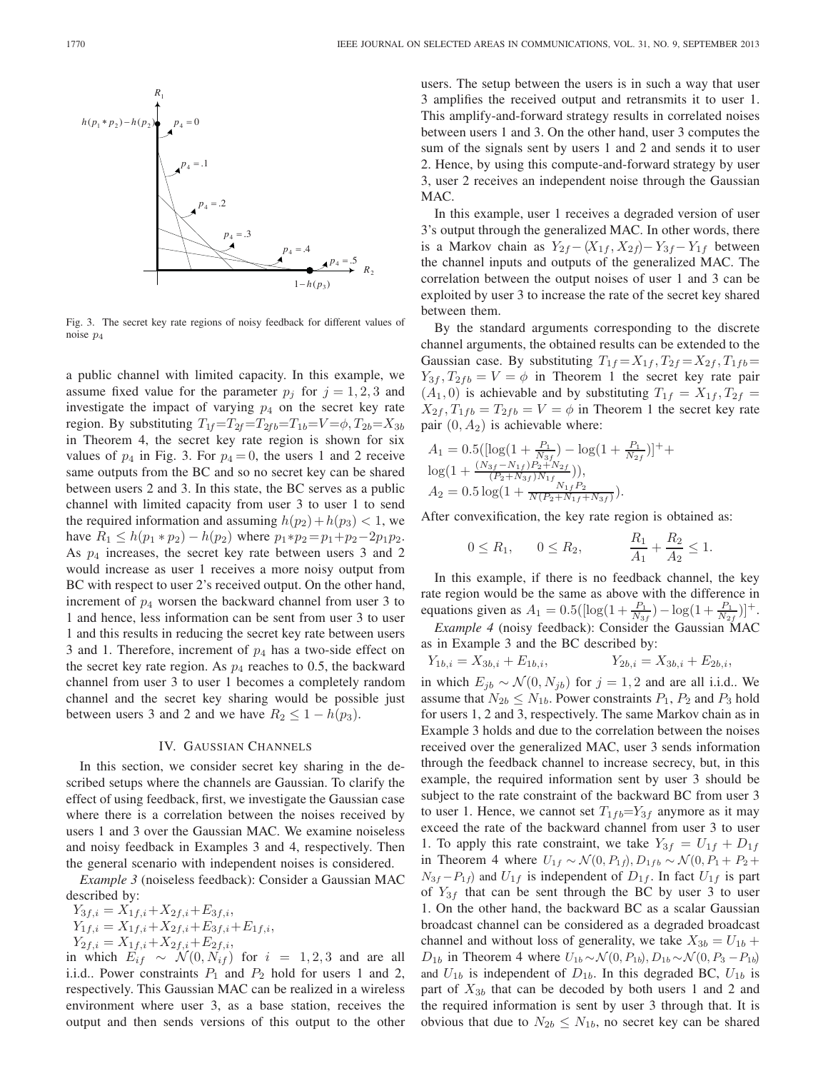Fig. 3. The secret key rate regions of noisy feedback for different values of noise $p_4$

a public channel with limited capacity. In this example, we assume fixed value for the parameter $p_j$ for $j=1,2,3$ and investigate the impact of varying $p_4$ on the secret key rate region. By substituting $T_{1f}=T_{2f}=T_{2fb}=T_{1b}=V=\phi, T_{2b}=X_{3b}$ in Theorem 4, the secret key rate region is shown for six values of $p_4$ in Fig. 3. For $p_4=0$, the users 1 and 2 receive same outputs from the BC and so no secret key can be shared between users 2 and 3. In this state, the BC serves as a public channel with limited capacity from user 3 to user 1 to send the required information and assuming $h(p_2)+h(p_3)<1$, we have $R_1 \le h(p_1 * p_2) - h(p_2)$ where $p_1 * p_2 = p_1 + p_2 - 2p_1p_2$. As $p_4$ increases, the secret key rate between users 3 and 2 would increase as user 1 receives a more noisy output from BC with respect to user 2's received output. On the other hand, increment of $p_4$ worsen the backward channel from user 3 to 1 and hence, less information can be sent from user 3 to user 1 and this results in reducing the secret key rate between users 3 and 1. Therefore, increment of $p_4$ has a two-side effect on the secret key rate region. As $p_4$ reaches to 0.5, the backward channel from user 3 to user 1 becomes a completely random channel and the secret key sharing would be possible just between users 3 and 2 and we have $R_2 \le 1 - h(p_3)$.

## IV. Gaussian Channels

In this section, we consider secret key sharing in the described setups where the channels are Gaussian. To clarify the effect of using feedback, first, we investigate the Gaussian case where there is a correlation between the noises received by users 1 and 3 over the Gaussian MAC. We examine noiseless and noisy feedback in Examples 3 and 4, respectively. Then the general scenario with independent noises is considered.

*Example 3* (noiseless feedback): Consider a Gaussian MAC described by:

$$Y_{3f,i} = X_{1f,i} + X_{2f,i} + E_{3f,i},$$
$$Y_{1f,i} = X_{1f,i} + X_{2f,i} + E_{3f,i} + E_{1f,i},$$
$$Y_{2f,i} = X_{1f,i} + X_{2f,i} + E_{2f,i},$$

in which $E_{if} \sim \mathcal{N}(0, N_{if})$ for $i = 1,2,3$ and are all i.i.d.. Power constraints $P_1$ and $P_2$ hold for users 1 and 2, respectively. This Gaussian MAC can be realized in a wireless environment where user 3, as a base station, receives the output and then sends versions of this output to the other users. The setup between the users is in such a way that user 3 amplifies the received output and retransmits it to user 1. This amplify-and-forward strategy results in correlated noises between users 1 and 3. On the other hand, user 3 computes the sum of the signals sent by users 1 and 2 and sends it to user 2. Hence, by using this compute-and-forward strategy by user 3, user 2 receives an independent noise through the Gaussian MAC.

In this example, user 1 receives a degraded version of user 3's output through the generalized MAC. In other words, there is a Markov chain as $Y_{2f} - (X_{1f}, X_{2f}) - Y_{3f} - Y_{1f}$ between the channel inputs and outputs of the generalized MAC. The correlation between the output noises of user 1 and 3 can be exploited by user 3 to increase the rate of the secret key shared between them.

By the standard arguments corresponding to the discrete channel arguments, the obtained results can be extended to the Gaussian case. By substituting $T_{1f}=X_{1f}, T_{2f}=X_{2f}, T_{1fb}=Y_{3f}, T_{2fb}=V=\phi$ in Theorem 1 the secret key rate pair $(A_1, 0)$ is achievable and by substituting $T_{1f}=X_{1f}, T_{2f}=X_{2f}, T_{1fb}=T_{2fb}=V=\phi$ in Theorem 1 the secret key rate pair $(0, A_2)$ is achievable where:

$$A_1 = 0.5([\log(1+\tfrac{P_1}{N_{3f}}) - \log(1+\tfrac{P_1}{N_{2f}})]^+ + \log(1+\tfrac{(N_{3f}-N_{1f})P_2+N_{2f}}{(P_2+N_{3f})N_{1f}})),$$
$$A_2 = 0.5\log(1+\tfrac{N_{1f}P_2}{N(P_2+N_{1f}+N_{3f})}).$$

After convexification, the key rate region is obtained as:

$$0 \le R_1, \qquad 0 \le R_2, \qquad \frac{R_1}{A_1} + \frac{R_2}{A_2} \le 1.$$

In this example, if there is no feedback channel, the key rate region would be the same as above with the difference in equations given as $A_1 = 0.5([\log(1+\frac{P_1}{N_{3f}}) - \log(1+\frac{P_1}{N_{2f}})]^+$.

*Example 4* (noisy feedback): Consider the Gaussian MAC as in Example 3 and the BC described by:

$$Y_{1b,i} = X_{3b,i} + E_{1b,i}, \qquad Y_{2b,i} = X_{3b,i} + E_{2b,i},$$

in which $E_{jb} \sim \mathcal{N}(0, N_{jb})$ for $j=1,2$ and are all i.i.d.. We assume that $N_{2b} \le N_{1b}$. Power constraints $P_1$, $P_2$ and $P_3$ hold for users 1, 2 and 3, respectively. The same Markov chain as in Example 3 holds and due to the correlation between the noises received over the generalized MAC, user 3 sends information through the feedback channel to increase secrecy, but, in this example, the required information sent by user 3 should be subject to the rate constraint of the backward BC from user 3 to user 1. Hence, we cannot set $T_{1fb}=Y_{3f}$ anymore as it may exceed the rate of the backward channel from user 3 to user 1. To apply this rate constraint, we take $Y_{3f} = U_{1f} + D_{1f}$ in Theorem 4 where $U_{1f} \sim \mathcal{N}(0, P_{1f}), D_{1fb} \sim \mathcal{N}(0, P_1 + P_2 + N_{3f} - P_{1f})$ and $U_{1f}$ is independent of $D_{1f}$. In fact $U_{1f}$ is part of $Y_{3f}$ that can be sent through the BC by user 3 to user 1. On the other hand, the backward BC as a scalar Gaussian broadcast channel can be considered as a degraded broadcast channel and without loss of generality, we take $X_{3b} = U_{1b} + D_{1b}$ in Theorem 4 where $U_{1b} \sim \mathcal{N}(0, P_{1b}), D_{1b} \sim \mathcal{N}(0, P_3 - P_{1b})$ and $U_{1b}$ is independent of $D_{1b}$. In this degraded BC, $U_{1b}$ is part of $X_{3b}$ that can be decoded by both users 1 and 2 and the required information is sent by user 3 through that. It is obvious that due to $N_{2b} \le N_{1b}$, no secret key can be shared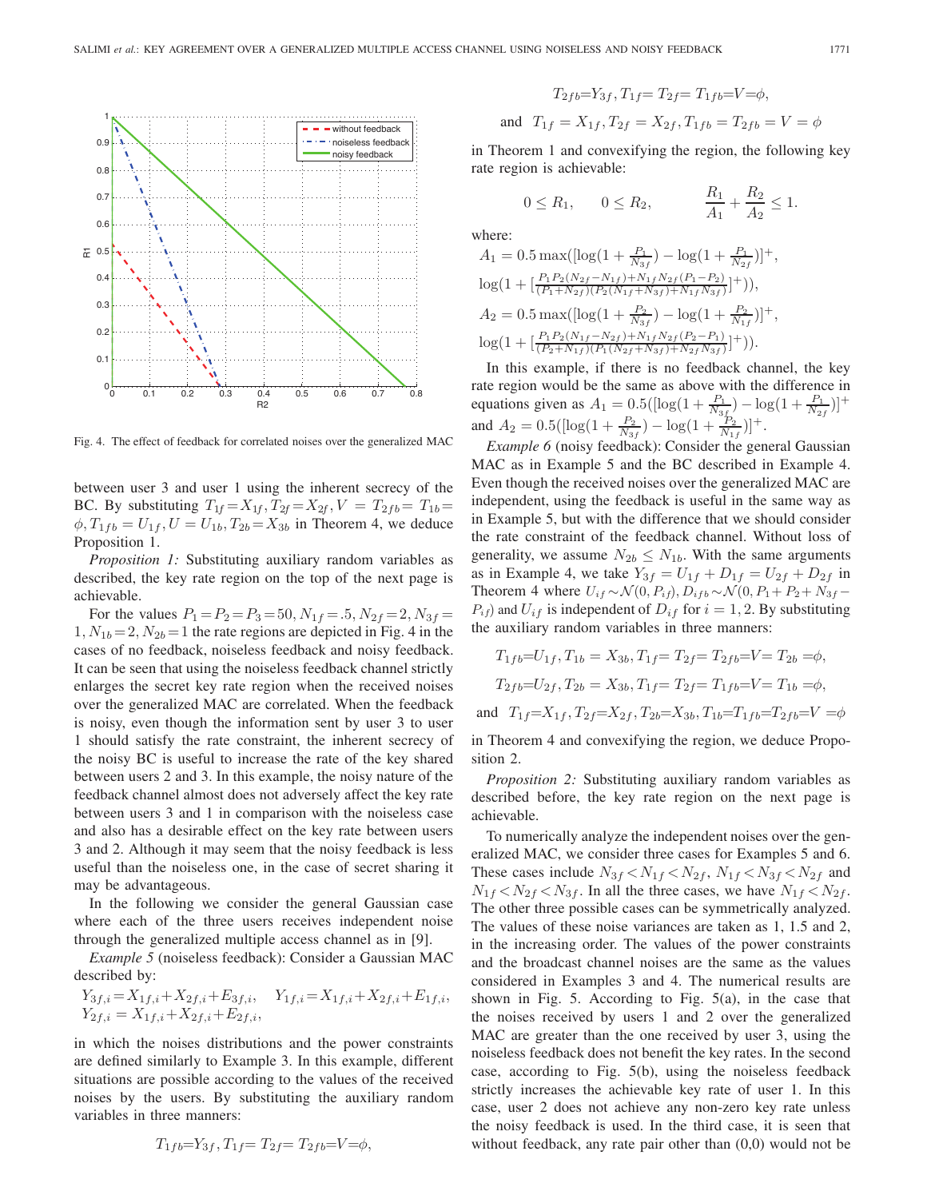Fig. 4. The effect of feedback for correlated noises over the generalized MAC

between user 3 and user 1 using the inherent secrecy of the BC. By substituting $T_{1f} = X_{1f}, T_{2f} = X_{2f}, V = T_{2fb} = T_{1b} = \phi, T_{1fb} = U_{1f}, U = U_{1b}, T_{2b} = X_{3b}$ in Theorem 4, we deduce Proposition 1.

*Proposition 1:* Substituting auxiliary random variables as described, the key rate region on the top of the next page is achievable.

For the values $P_1 = P_2 = P_3 = 50, N_{1f} = .5, N_{2f} = 2, N_{3f} = 1, N_{1b} = 2, N_{2b} = 1$ the rate regions are depicted in Fig. 4 in the cases of no feedback, noiseless feedback and noisy feedback. It can be seen that using the noiseless feedback channel strictly enlarges the secret key rate region when the received noises over the generalized MAC are correlated. When the feedback is noisy, even though the information sent by user 3 to user 1 should satisfy the rate constraint, the inherent secrecy of the noisy BC is useful to increase the rate of the key shared between users 2 and 3. In this example, the noisy nature of the feedback channel almost does not adversely affect the key rate between users 3 and 1 in comparison with the noiseless case and also has a desirable effect on the key rate between users 3 and 2. Although it may seem that the noisy feedback is less useful than the noiseless one, in the case of secret sharing it may be advantageous.

In the following we consider the general Gaussian case where each of the three users receives independent noise through the generalized multiple access channel as in [9].

*Example 5* (noiseless feedback): Consider a Gaussian MAC described by:

$$Y_{3f,i} = X_{1f,i} + X_{2f,i} + E_{3f,i}, \quad Y_{1f,i} = X_{1f,i} + X_{2f,i} + E_{1f,i},$$
$$Y_{2f,i} = X_{1f,i} + X_{2f,i} + E_{2f,i},$$

in which the noises distributions and the power constraints are defined similarly to Example 3. In this example, different situations are possible according to the values of the received noises by the users. By substituting the auxiliary random variables in three manners:

$$T_{1fb} = Y_{3f}, T_{1f} = T_{2f} = T_{2fb} = V = \phi,$$

$$T_{2fb} = Y_{3f}, T_{1f} = T_{2f} = T_{1fb} = V = \phi,$$

$$\text{and} \;\; T_{1f} = X_{1f}, T_{2f} = X_{2f}, T_{1fb} = T_{2fb} = V = \phi$$

in Theorem 1 and convexifying the region, the following key rate region is achievable:

$$0 \le R_1, \qquad 0 \le R_2, \qquad \frac{R_1}{A_1} + \frac{R_2}{A_2} \le 1.$$

where:

$$A_1 = 0.5 \max([\log(1 + \tfrac{P_1}{N_{3f}}) - \log(1 + \tfrac{P_1}{N_{2f}})]^+,$$
$$\log(1 + [\tfrac{P_1 P_2 (N_{2f} - N_{1f}) + N_{1f} N_{2f} (P_1 - P_2)}{(P_1 + N_{2f})(P_2 (N_{1f} + N_{3f}) + N_{1f} N_{3f})}]^+)),$$
$$A_2 = 0.5 \max([\log(1 + \tfrac{P_2}{N_{3f}}) - \log(1 + \tfrac{P_2}{N_{1f}})]^+,$$
$$\log(1 + [\tfrac{P_1 P_2 (N_{1f} - N_{2f}) + N_{1f} N_{2f} (P_2 - P_1)}{(P_2 + N_{1f})(P_1 (N_{2f} + N_{3f}) + N_{2f} N_{3f})}]^+)).$$

In this example, if there is no feedback channel, the key rate region would be the same as above with the difference in equations given as $A_1 = 0.5([\log(1 + \frac{P_1}{N_{3f}}) - \log(1 + \frac{P_1}{N_{2f}})]^+$ and $A_2 = 0.5([\log(1 + \frac{P_2}{N_{3f}}) - \log(1 + \frac{P_2}{N_{1f}})]^+$.

*Example 6* (noisy feedback): Consider the general Gaussian MAC as in Example 5 and the BC described in Example 4. Even though the received noises over the generalized MAC are independent, using the feedback is useful in the same way as in Example 5, but with the difference that we should consider the rate constraint of the feedback channel. Without loss of generality, we assume $N_{2b} \le N_{1b}$. With the same arguments as in Example 4, we take $Y_{3f} = U_{1f} + D_{1f} = U_{2f} + D_{2f}$ in Theorem 4 where $U_{if} \sim \mathcal{N}(0, P_{if}), D_{ifb} \sim \mathcal{N}(0, P_1 + P_2 + N_{3f} - P_{if})$ and $U_{if}$ is independent of $D_{if}$ for $i = 1, 2$. By substituting the auxiliary random variables in three manners:

$$T_{1fb} = U_{1f}, T_{1b} = X_{3b}, T_{1f} = T_{2f} = T_{2fb} = V = T_{2b} = \phi,$$

$$T_{2fb} = U_{2f}, T_{2b} = X_{3b}, T_{1f} = T_{2f} = T_{1fb} = V = T_{1b} = \phi,$$

$$\text{and} \;\; T_{1f} = X_{1f}, T_{2f} = X_{2f}, T_{2b} = X_{3b}, T_{1b} = T_{1fb} = T_{2fb} = V = \phi$$

in Theorem 4 and convexifying the region, we deduce Proposition 2.

*Proposition 2:* Substituting auxiliary random variables as described before, the key rate region on the next page is achievable.

To numerically analyze the independent noises over the generalized MAC, we consider three cases for Examples 5 and 6. These cases include $N_{3f} < N_{1f} < N_{2f}$, $N_{1f} < N_{3f} < N_{2f}$ and $N_{1f} < N_{2f} < N_{3f}$. In all the three cases, we have $N_{1f} < N_{2f}$. The other three possible cases can be symmetrically analyzed. The values of these noise variances are taken as 1, 1.5 and 2, in the increasing order. The values of the power constraints and the broadcast channel noises are the same as the values considered in Examples 3 and 4. The numerical results are shown in Fig. 5. According to Fig. 5(a), in the case that the noises received by users 1 and 2 over the generalized MAC are greater than the one received by user 3, using the noiseless feedback does not benefit the key rates. In the second case, according to Fig. 5(b), using the noiseless feedback strictly increases the achievable key rate of user 1. In this case, user 2 does not achieve any non-zero key rate unless the noisy feedback is used. In the third case, it is seen that without feedback, any rate pair other than (0,0) would not be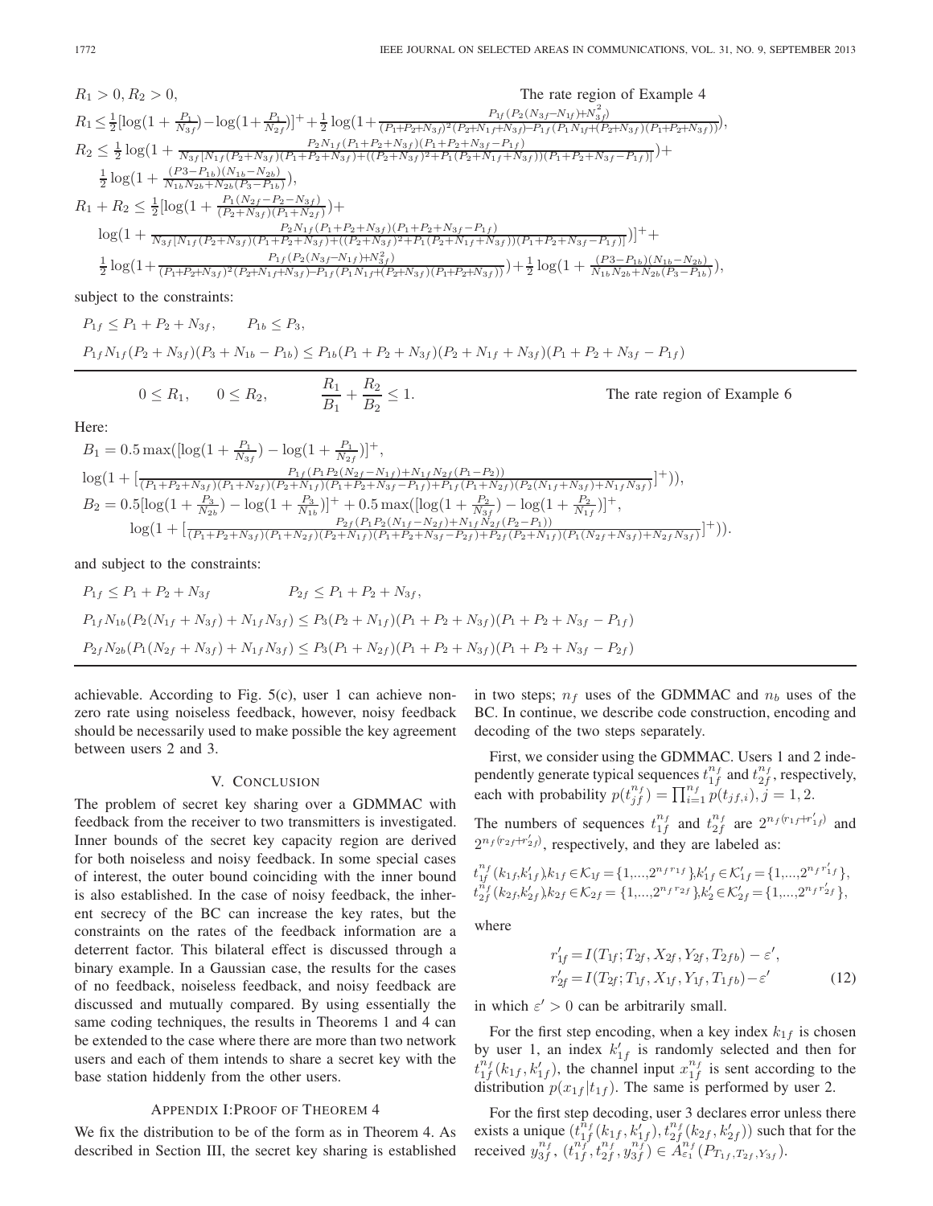$$R_1 > 0, R_2 > 0, \qquad \text{The rate region of Example 4}$$

$$R_1 \leq \frac{1}{2}[\log(1+\frac{P_1}{N_{3f}}) - \log(1+\frac{P_1}{N_{2f}})]^+ + \frac{1}{2}\log(1+\frac{P_{1f}(P_2(N_{3f}-N_{1f})+N_{3f}^2)}{(P_1+P_2+N_{3f})^2(P_2+N_{1f}+N_{3f})-P_{1f}(P_1N_{1f}+(P_2+N_{3f})(P_1+P_2+N_{3f}))}),$$

$$R_2 \leq \frac{1}{2}\log(1+\frac{P_2N_{1f}(P_1+P_2+N_{3f})(P_1+P_2+N_{3f}-P_{1f})}{N_{3f}[N_{1f}(P_2+N_{3f})(P_1+P_2+N_{3f})+((P_2+N_{3f})^2+P_1(P_2+N_{1f}+N_{3f}))(P_1+P_2+N_{3f}-P_{1f})]}) +$$
$$\frac{1}{2}\log(1+\frac{(P3-P_{1b})(N_{1b}-N_{2b})}{N_{1b}N_{2b}+N_{2b}(P_3-P_{1b})}),$$

$$R_1+R_2 \leq \frac{1}{2}[\log(1+\frac{P_1(N_{2f}-P_2-N_{3f})}{(P_2+N_{3f})(P_1+N_{2f})})+$$
$$\log(1+\frac{P_2N_{1f}(P_1+P_2+N_{3f})(P_1+P_2+N_{3f}-P_{1f})}{N_{3f}[N_{1f}(P_2+N_{3f})(P_1+P_2+N_{3f})+((P_2+N_{3f})^2+P_1(P_2+N_{1f}+N_{3f}))(P_1+P_2+N_{3f}-P_{1f})]})]^+ +$$
$$\frac{1}{2}\log(1+\frac{P_{1f}(P_2(N_{3f}-N_{1f})+N_{3f}^2)}{(P_1+P_2+N_{3f})^2(P_2+N_{1f}+N_{3f})-P_{1f}(P_1N_{1f}+(P_2+N_{3f})(P_1+P_2+N_{3f}))})+\frac{1}{2}\log(1+\frac{(P3-P_{1b})(N_{1b}-N_{2b})}{N_{1b}N_{2b}+N_{2b}(P_3-P_{1b})}),$$

subject to the constraints:

$$P_{1f} \leq P_1+P_2+N_{3f}, \qquad P_{1b} \leq P_3,$$

$$P_{1f}N_{1f}(P_2+N_{3f})(P_3+N_{1b}-P_{1b}) \leq P_{1b}(P_1+P_2+N_{3f})(P_2+N_{1f}+N_{3f})(P_1+P_2+N_{3f}-P_{1f})$$

---

$$0 \leq R_1, \qquad 0 \leq R_2, \qquad \frac{R_1}{B_1}+\frac{R_2}{B_2} \leq 1. \qquad \text{The rate region of Example 6}$$

Here:

$$B_1 = 0.5\max([\log(1+\frac{P_1}{N_{3f}})-\log(1+\frac{P_1}{N_{2f}})]^+,$$
$$\log(1+[\frac{P_{1f}(P_1P_2(N_{2f}-N_{1f})+N_{1f}N_{2f}(P_1-P_2))}{(P_1+P_2+N_{3f})(P_1+N_{2f})(P_2+N_{1f})(P_1+P_2+N_{3f}-P_{1f})+P_{1f}(P_1+N_{2f})(P_2(N_{1f}+N_{3f})+N_{1f}N_{3f})}]^+)),$$
$$B_2 = 0.5[\log(1+\frac{P_3}{N_{2b}})-\log(1+\frac{P_3}{N_{1b}})]^+ + 0.5\max([\log(1+\frac{P_2}{N_{3f}})-\log(1+\frac{P_2}{N_{1f}})]^+,$$
$$\log(1+[\frac{P_{2f}(P_1P_2(N_{1f}-N_{2f})+N_{1f}N_{2f}(P_2-P_1))}{(P_1+P_2+N_{3f})(P_1+N_{2f})(P_2+N_{1f})(P_1+P_2+N_{3f}-P_{2f})+P_{2f}(P_2+N_{1f})(P_1(N_{2f}+N_{3f})+N_{2f}N_{3f})}]^+)).$$

and subject to the constraints:

$$P_{1f} \leq P_1+P_2+N_{3f} \qquad P_{2f} \leq P_1+P_2+N_{3f},$$

$$P_{1f}N_{1b}(P_2(N_{1f}+N_{3f})+N_{1f}N_{3f}) \leq P_3(P_2+N_{1f})(P_1+P_2+N_{3f})(P_1+P_2+N_{3f}-P_{1f})$$

$$P_{2f}N_{2b}(P_1(N_{2f}+N_{3f})+N_{1f}N_{3f}) \leq P_3(P_1+N_{2f})(P_1+P_2+N_{3f})(P_1+P_2+N_{3f}-P_{2f})$$

---

achievable. According to Fig. 5(c), user 1 can achieve nonzero rate using noiseless feedback, however, noisy feedback should be necessarily used to make possible the key agreement between users 2 and 3.

## V. Conclusion

The problem of secret key sharing over a GDMMAC with feedback from the receiver to two transmitters is investigated. Inner bounds of the secret key capacity region are derived for both noiseless and noisy feedback. In some special cases of interest, the outer bound coinciding with the inner bound is also established. In the case of noisy feedback, the inherent secrecy of the BC can increase the key rates, but the constraints on the rates of the feedback information are a deterrent factor. This bilateral effect is discussed through a binary example. In a Gaussian case, the results for the cases of no feedback, noiseless feedback, and noisy feedback are discussed and mutually compared. By using essentially the same coding techniques, the results in Theorems 1 and 4 can be extended to the case where there are more than two network users and each of them intends to share a secret key with the base station hiddenly from the other users.

## Appendix I: Proof of Theorem 4

We fix the distribution to be of the form as in Theorem 4. As described in Section III, the secret key sharing is established in two steps; $n_f$ uses of the GDMMAC and $n_b$ uses of the BC. In continue, we describe code construction, encoding and decoding of the two steps separately.

First, we consider using the GDMMAC. Users 1 and 2 independently generate typical sequences $t_{1f}^{n_f}$ and $t_{2f}^{n_f}$, respectively, each with probability $p(t_{jf}^{n_f}) = \prod_{i=1}^{n_f} p(t_{jf,i}), j = 1, 2$.

The numbers of sequences $t_{1f}^{n_f}$ and $t_{2f}^{n_f}$ are $2^{n_f(r_{1f}+r'_{1f})}$ and $2^{n_f(r_{2f}+r'_{2f})}$, respectively, and they are labeled as:

$$t_{1f}^{n_f}(k_{1f},k'_{1f}), k_{1f} \in \mathcal{K}_{1f} = \{1,...,2^{n_f r_{1f}}\}, k'_{1f} \in \mathcal{K}'_{1f} = \{1,...,2^{n_f r'_{1f}}\},$$
$$t_{2f}^{n_f}(k_{2f},k'_{2f}), k_{2f} \in \mathcal{K}_{2f} = \{1,...,2^{n_f r_{2f}}\}, k'_{2} \in \mathcal{K}'_{2f} = \{1,...,2^{n_f r'_{2f}}\},$$

where

$$r'_{1f} = I(T_{1f}; T_{2f}, X_{2f}, Y_{2f}, T_{2fb}) - \varepsilon',$$
$$r'_{2f} = I(T_{2f}; T_{1f}, X_{1f}, Y_{1f}, T_{1fb}) - \varepsilon' \qquad (12)$$

in which $\varepsilon' > 0$ can be arbitrarily small.

For the first step encoding, when a key index $k_{1f}$ is chosen by user 1, an index $k'_{1f}$ is randomly selected and then for $t_{1f}^{n_f}(k_{1f}, k'_{1f})$, the channel input $x_{1f}^{n_f}$ is sent according to the distribution $p(x_{1f}|t_{1f})$. The same is performed by user 2.

For the first step decoding, user 3 declares error unless there exists a unique $(t_{1f}^{n_f}(k_{1f}, k'_{1f}), t_{2f}^{n_f}(k_{2f}, k'_{2f}))$ such that for the received $y_{3f}^{n_f}$, $(t_{1f}^{n_f}, t_{2f}^{n_f}, y_{3f}^{n_f}) \in A_{\varepsilon_1}^{n_f}(P_{T_{1f},T_{2f},Y_{3f}})$.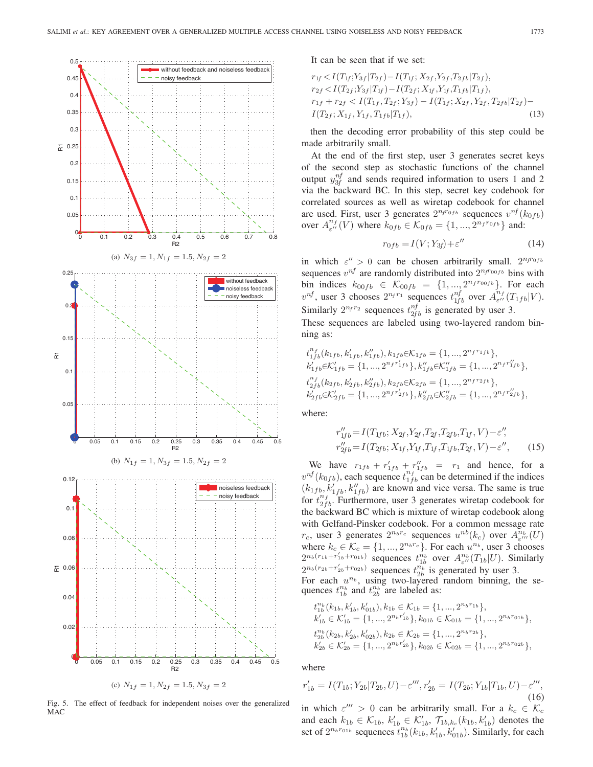(a) $N_{3f} = 1, N_{1f} = 1.5, N_{2f} = 2$

(b) $N_{1f} = 1, N_{3f} = 1.5, N_{2f} = 2$

(c) $N_{1f} = 1, N_{2f} = 1.5, N_{3f} = 2$

Fig. 5. The effect of feedback for independent noises over the generalized MAC

It can be seen that if we set:

$$
\begin{aligned}
&r_{1f} < I(T_{1f};Y_{3f}|T_{2f}) - I(T_{1f};X_{2f},Y_{2f},T_{2fb}|T_{2f}),\\
&r_{2f} < I(T_{2f};Y_{3f}|T_{1f}) - I(T_{2f};X_{1f},Y_{1f},T_{1fb}|T_{1f}),\\
&r_{1f} + r_{2f} < I(T_{1f},T_{2f};Y_{3f}) - I(T_{1f};X_{2f},Y_{2f},T_{2fb}|T_{2f}) -\\
&I(T_{2f};X_{1f},Y_{1f},T_{1fb}|T_{1f}),
\end{aligned}
\tag{13}
$$

then the decoding error probability of this step could be made arbitrarily small.

At the end of the first step, user 3 generates secret keys of the second step as stochastic functions of the channel output $y_{3f}^{nf}$ and sends required information to users 1 and 2 via the backward BC. In this step, secret key codebook for correlated sources as well as wiretap codebook for channel are used. First, user 3 generates $2^{n_f r_{0fb}}$ sequences $v^{nf}(k_{0fb})$ over $A_{\varepsilon''}^{n_f}(V)$ where $k_{0fb} \in \mathcal{K}_{0fb} = \{1, ..., 2^{n_f r_{0fb}}\}$ and:

$$
r_{0fb} = I(V;Y_{3f}) + \varepsilon'' \tag{14}
$$

in which $\varepsilon'' > 0$ can be chosen arbitrarily small. $2^{n_f r_{0fb}}$ sequences $v^{nf}$ are randomly distributed into $2^{n_f r_{00fb}}$ bins with bin indices $k_{00fb} \in \mathcal{K}_{00fb} = \{1, ..., 2^{n_f r_{00fb}}\}$. For each $v^{nf}$, user 3 chooses $2^{n_f r_1}$ sequences $t_{1fb}^{nf}$ over $A_{\varepsilon''}^{n_f}(T_{1fb}|V)$. Similarly $2^{n_f r_2}$ sequences $t_{2fb}^{nf}$ is generated by user 3.
These sequences are labeled using two-layered random binning as:

$$
\begin{aligned}
&t_{1fb}^{n_f}(k_{1fb}, k'_{1fb}, k''_{1fb}), k_{1fb} \in \mathcal{K}_{1fb} = \{1, ..., 2^{n_f r_{1fb}}\},\\
&k'_{1fb} \in \mathcal{K}'_{1fb} = \{1, ..., 2^{n_f r'_{1fb}}\}, k''_{1fb} \in \mathcal{K}''_{1fb} = \{1, ..., 2^{n_f r''_{1fb}}\},\\
&t_{2fb}^{n_f}(k_{2fb}, k'_{2fb}, k''_{2fb}), k_{2fb} \in \mathcal{K}_{2fb} = \{1, ..., 2^{n_f r_{2fb}}\},\\
&k'_{2fb} \in \mathcal{K}'_{2fb} = \{1, ..., 2^{n_f r'_{2fb}}\}, k''_{2fb} \in \mathcal{K}''_{2fb} = \{1, ..., 2^{n_f r''_{2fb}}\},
\end{aligned}
$$

where:

$$
\begin{aligned}
r''_{1fb} &= I(T_{1fb}; X_{2f}, Y_{2f}, T_{2f}, T_{2fb}, T_{1f}, V) - \varepsilon'',\\
r''_{2fb} &= I(T_{2fb}; X_{1f}, Y_{1f}, T_{1f}, T_{1fb}, T_{2f}, V) - \varepsilon'',
\end{aligned}
\tag{15}
$$

We have $r_{1fb} + r'_{1fb} + r''_{1fb} = r_1$ and hence, for a $v^{nf}(k_{0fb})$, each sequence $t_{1fb}^{n_f}$ can be determined if the indices $(k_{1fb}, k'_{1fb}, k''_{1fb})$ are known and vice versa. The same is true for $t_{2fb}^{n_f}$. Furthermore, user 3 generates wiretap codebook for the backward BC which is mixture of wiretap codebook along with Gelfand-Pinsker codebook. For a common message rate $r_c$, user 3 generates $2^{n_b r_c}$ sequences $u^{nb}(k_c)$ over $A_{\varepsilon'''}^{n_b}(U)$ where $k_c \in \mathcal{K}_c = \{1, ..., 2^{n_b r_c}\}$. For each $u^{n_b}$, user 3 chooses $2^{n_b(r_{1b} + r'_{1b} + r_{01b})}$ sequences $t_{1b}^{n_b}$ over $A_{\varepsilon''}^{n_b}(T_{1b}|U)$. Similarly $2^{n_b(r_{2b} + r'_{2b} + r_{02b})}$ sequences $t_{2b}^{n_b}$ is generated by user 3.
For each $u^{n_b}$, using two-layered random binning, the sequences $t_{1b}^{n_b}$ and $t_{2b}^{n_b}$ are labeled as:

$$
\begin{aligned}
&t_{1b}^{n_b}(k_{1b}, k'_{1b}, k'_{01b}), k_{1b} \in \mathcal{K}_{1b} = \{1, ..., 2^{n_b r_{1b}}\},\\
&k'_{1b} \in \mathcal{K}'_{1b} = \{1, ..., 2^{n_b r'_{1b}}\}, k_{01b} \in \mathcal{K}_{01b} = \{1, ..., 2^{n_b r_{01b}}\},\\
&t_{2b}^{n_b}(k_{2b}, k'_{2b}, k'_{02b}), k_{2b} \in \mathcal{K}_{2b} = \{1, ..., 2^{n_b r_{2b}}\},\\
&k'_{2b} \in \mathcal{K}'_{2b} = \{1, ..., 2^{n_b r'_{2b}}\}, k_{02b} \in \mathcal{K}_{02b} = \{1, ..., 2^{n_b r_{02b}}\},
\end{aligned}
$$

where

$$
r'_{1b} = I(T_{1b}; Y_{2b}|T_{2b}, U) - \varepsilon''', r'_{2b} = I(T_{2b}; Y_{1b}|T_{1b}, U) - \varepsilon''',
\tag{16}
$$

in which $\varepsilon''' > 0$ can be arbitrarily small. For a $k_c \in \mathcal{K}_c$ and each $k_{1b} \in \mathcal{K}_{1b}$, $k'_{1b} \in \mathcal{K}'_{1b}$, $\mathcal{T}_{1b,k_c}(k_{1b}, k'_{1b})$ denotes the set of $2^{n_b r_{01b}}$ sequences $t_{1b}^{n_b}(k_{1b}, k'_{1b}, k'_{01b})$. Similarly, for each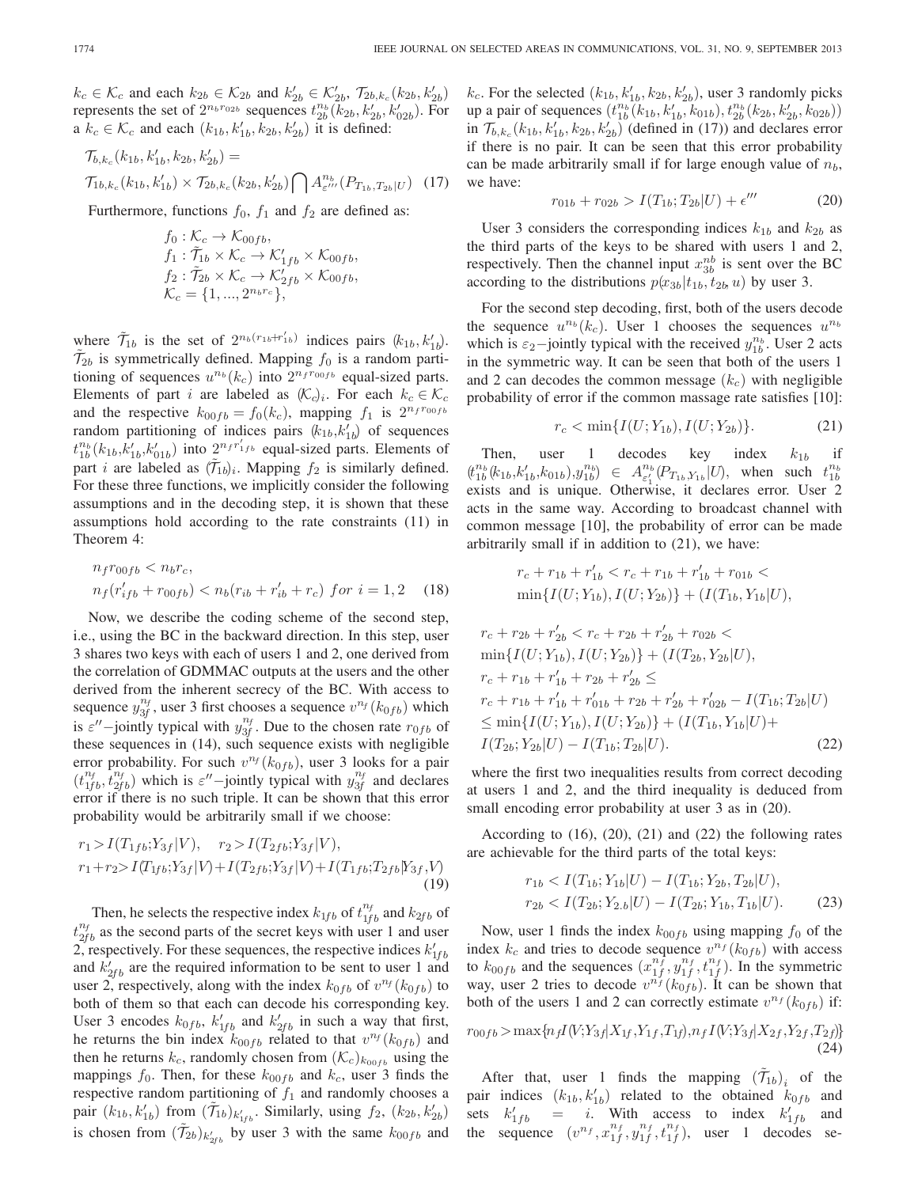$k_c \in \mathcal{K}_c$ and each $k_{2b} \in \mathcal{K}_{2b}$ and $k'_{2b} \in \mathcal{K}'_{2b}$, $\mathcal{T}_{2b,k_c}(k_{2b}, k'_{2b})$ represents the set of $2^{n_b r_{02b}}$ sequences $t_{2b}^{n_b}(k_{2b}, k'_{2b}, k'_{02b})$. For a $k_c \in \mathcal{K}_c$ and each $(k_{1b}, k'_{1b}, k_{2b}, k'_{2b})$ it is defined:

$$\mathcal{T}_{b,k_c}(k_{1b}, k'_{1b}, k_{2b}, k'_{2b}) = \mathcal{T}_{1b,k_c}(k_{1b}, k'_{1b}) \times \mathcal{T}_{2b,k_c}(k_{2b}, k'_{2b}) \bigcap A^{n_b}_{\varepsilon'''}(P_{T_{1b},T_{2b}|U}) \quad (17)$$

Furthermore, functions $f_0$, $f_1$ and $f_2$ are defined as:

$$f_0 : \mathcal{K}_c \rightarrow \mathcal{K}_{00fb},$$
$$f_1 : \tilde{\mathcal{T}}_{1b} \times \mathcal{K}_c \rightarrow \mathcal{K}'_{1fb} \times \mathcal{K}_{00fb},$$
$$f_2 : \tilde{\mathcal{T}}_{2b} \times \mathcal{K}_c \rightarrow \mathcal{K}'_{2fb} \times \mathcal{K}_{00fb},$$
$$\mathcal{K}_c = \{1, ..., 2^{n_b r_c}\},$$

where $\tilde{\mathcal{T}}_{1b}$ is the set of $2^{n_b(r_{1b}+r'_{1b})}$ indices pairs $(k_{1b}, k'_{1b})$. $\tilde{\mathcal{T}}_{2b}$ is symmetrically defined. Mapping $f_0$ is a random partitioning of sequences $u^{n_b}(k_c)$ into $2^{n_f r_{00fb}}$ equal-sized parts. Elements of part $i$ are labeled as $(\mathcal{K}_c)_i$. For each $k_c \in \mathcal{K}_c$ and the respective $k_{00fb} = f_0(k_c)$, mapping $f_1$ is $2^{n_f r_{00fb}}$ random partitioning of indices pairs $(k_{1b}, k'_{1b})$ of sequences $t_{1b}^{n_b}(k_{1b}, k'_{1b}, k'_{01b})$ into $2^{n_f r'_{1fb}}$ equal-sized parts. Elements of part $i$ are labeled as $(\tilde{\mathcal{T}}_{1b})_i$. Mapping $f_2$ is similarly defined. For these three functions, we implicitly consider the following assumptions and in the decoding step, it is shown that these assumptions hold according to the rate constraints (11) in Theorem 4:

$$n_f r_{00fb} < n_b r_c,$$
$$n_f (r'_{ifb} + r_{00fb}) < n_b (r_{ib} + r'_{ib} + r_c) \ \ for \ i = 1, 2 \quad (18)$$

Now, we describe the coding scheme of the second step, i.e., using the BC in the backward direction. In this step, user 3 shares two keys with each of users 1 and 2, one derived from the correlation of GDMMAC outputs at the users and the other derived from the inherent secrecy of the BC. With access to sequence $y_{3f}^{n_f}$, user 3 first chooses a sequence $v^{n_f}(k_{0fb})$ which is $\varepsilon''$−jointly typical with $y_{3f}^{n_f}$. Due to the chosen rate $r_{0fb}$ of these sequences in (14), such sequence exists with negligible error probability. For such $v^{n_f}(k_{0fb})$, user 3 looks for a pair $(t_{1fb}^{n_f}, t_{2fb}^{n_f})$ which is $\varepsilon''$−jointly typical with $y_{3f}^{n_f}$ and declares error if there is no such triple. It can be shown that this error probability would be arbitrarily small if we choose:

$$r_1 > I(T_{1fb}; Y_{3f}|V), \quad r_2 > I(T_{2fb}; Y_{3f}|V),$$
$$r_1 + r_2 > I(T_{1fb}; Y_{3f}|V) + I(T_{2fb}; Y_{3f}|V) + I(T_{1fb}; T_{2fb}|Y_{3f}, V) \quad (19)$$

Then, he selects the respective index $k_{1fb}$ of $t_{1fb}^{n_f}$ and $k_{2fb}$ of $t_{2fb}^{n_f}$ as the second parts of the secret keys with user 1 and user 2, respectively. For these sequences, the respective indices $k'_{1fb}$ and $k'_{2fb}$ are the required information to be sent to user 1 and user 2, respectively, along with the index $k_{0fb}$ of $v^{n_f}(k_{0fb})$ to both of them so that each can decode his corresponding key. User 3 encodes $k_{0fb}$, $k'_{1fb}$ and $k'_{2fb}$ in such a way that first, he returns the bin index $k_{00fb}$ related to that $v^{n_f}(k_{0fb})$ and then he returns $k_c$, randomly chosen from $(\mathcal{K}_c)_{k_{00fb}}$ using the mappings $f_0$. Then, for these $k_{00fb}$ and $k_c$, user 3 finds the respective random partitioning of $f_1$ and randomly chooses a pair $(k_{1b}, k'_{1b})$ from $(\tilde{\mathcal{T}}_{1b})_{k'_{1fb}}$. Similarly, using $f_2$, $(k_{2b}, k'_{2b})$ is chosen from $(\tilde{\mathcal{T}}_{2b})_{k'_{2fb}}$ by user 3 with the same $k_{00fb}$ and $k_c$. For the selected $(k_{1b}, k'_{1b}, k_{2b}, k'_{2b})$, user 3 randomly picks up a pair of sequences $(t_{1b}^{n_b}(k_{1b}, k'_{1b}, k_{01b}), t_{2b}^{n_b}(k_{2b}, k'_{2b}, k_{02b}))$ in $\mathcal{T}_{b,k_c}(k_{1b}, k'_{1b}, k_{2b}, k'_{2b})$ (defined in (17)) and declares error if there is no pair. It can be seen that this error probability can be made arbitrarily small if for large enough value of $n_b$, we have:

$$r_{01b} + r_{02b} > I(T_{1b}; T_{2b}|U) + \epsilon''' \quad (20)$$

User 3 considers the corresponding indices $k_{1b}$ and $k_{2b}$ as the third parts of the keys to be shared with users 1 and 2, respectively. Then the channel input $x_{3b}^{nb}$ is sent over the BC according to the distributions $p(x_{3b}|t_{1b}, t_{2b}, u)$ by user 3.

For the second step decoding, first, both of the users decode the sequence $u^{n_b}(k_c)$. User 1 chooses the sequences $u^{n_b}$ which is $\varepsilon_2$−jointly typical with the received $y_{1b}^{n_b}$. User 2 acts in the symmetric way. It can be seen that both of the users 1 and 2 can decodes the sequence $(k_c)$ with negligible probability of error if the common massage rate satisfies [10]:

$$r_c < \min\{I(U; Y_{1b}), I(U; Y_{2b})\}. \quad (21)$$

Then, user 1 decodes key index $k_{1b}$ if $(t_{1b}^{n_b}(k_{1b}, k'_{1b}, k_{01b}), y_{1b}^{n_b}) \in A^{n_b}_{\varepsilon'_1}(P_{T_{1b},Y_{1b}}|U)$, when such $t_{1b}^{n_b}$ exists and is unique. Otherwise, it declares error. User 2 acts in the same way. According to broadcast channel with common message [10], the probability of error can be made arbitrarily small if in addition to (21), we have:

$$r_c + r_{1b} + r'_{1b} < r_c + r_{1b} + r'_{1b} + r_{01b} < \min\{I(U; Y_{1b}), I(U; Y_{2b})\} + (I(T_{1b}, Y_{1b}|U),$$

$$r_c + r_{2b} + r'_{2b} < r_c + r_{2b} + r'_{2b} + r_{02b} <$$
$$\min\{I(U; Y_{1b}), I(U; Y_{2b})\} + (I(T_{2b}, Y_{2b}|U),$$
$$r_c + r_{1b} + r'_{1b} + r_{2b} + r'_{2b} \leq$$
$$r_c + r_{1b} + r'_{1b} + r'_{01b} + r_{2b} + r'_{2b} + r'_{02b} - I(T_{1b}; T_{2b}|U)$$
$$\leq \min\{I(U; Y_{1b}), I(U; Y_{2b})\} + (I(T_{1b}, Y_{1b}|U)+$$
$$I(T_{2b}; Y_{2b}|U) - I(T_{1b}; T_{2b}|U). \quad (22)$$

where the first two inequalities results from correct decoding at users 1 and 2, and the third inequality is deduced from small encoding error probability at user 3 as in (20).

According to (16), (20), (21) and (22) the following rates are achievable for the third parts of the total keys:

$$r_{1b} < I(T_{1b}; Y_{1b}|U) - I(T_{1b}; Y_{2b}, T_{2b}|U),$$
$$r_{2b} < I(T_{2b}; Y_{2.b}|U) - I(T_{2b}; Y_{1b}, T_{1b}|U). \quad (23)$$

Now, user 1 finds the index $k_{00fb}$ using mapping $f_0$ of the index $k_c$ and tries to decode sequence $v^{n_f}(k_{0fb})$ with access to $k_{00fb}$ and the sequences $(x_{1f}^{n_f}, y_{1f}^{n_f}, t_{1f}^{n_f})$. In the symmetric way, user 2 tries to decode $v^{n_f}(k_{0fb})$. It can be shown that both of the users 1 and 2 can correctly estimate $v^{n_f}(k_{0fb})$ if:

$$r_{00fb} > \max\{n_f I(V; Y_{3f}|X_{1f}, Y_{1f}, T_{1f}), n_f I(V; Y_{3f}|X_{2f}, Y_{2f}, T_{2f})\} \quad (24)$$

After that, user 1 finds the mapping $(\tilde{\mathcal{T}}_{1b})_i$ of the pair indices $(k_{1b}, k'_{1b})$ related to the obtained $k_{00fb}$ and sets $k'_{1fb} = i$. With access to index $k'_{1fb}$ and the sequence $(v^{n_f}, x_{1f}^{n_f}, y_{1f}^{n_f}, t_{1f}^{n_f})$, user 1 decodes se-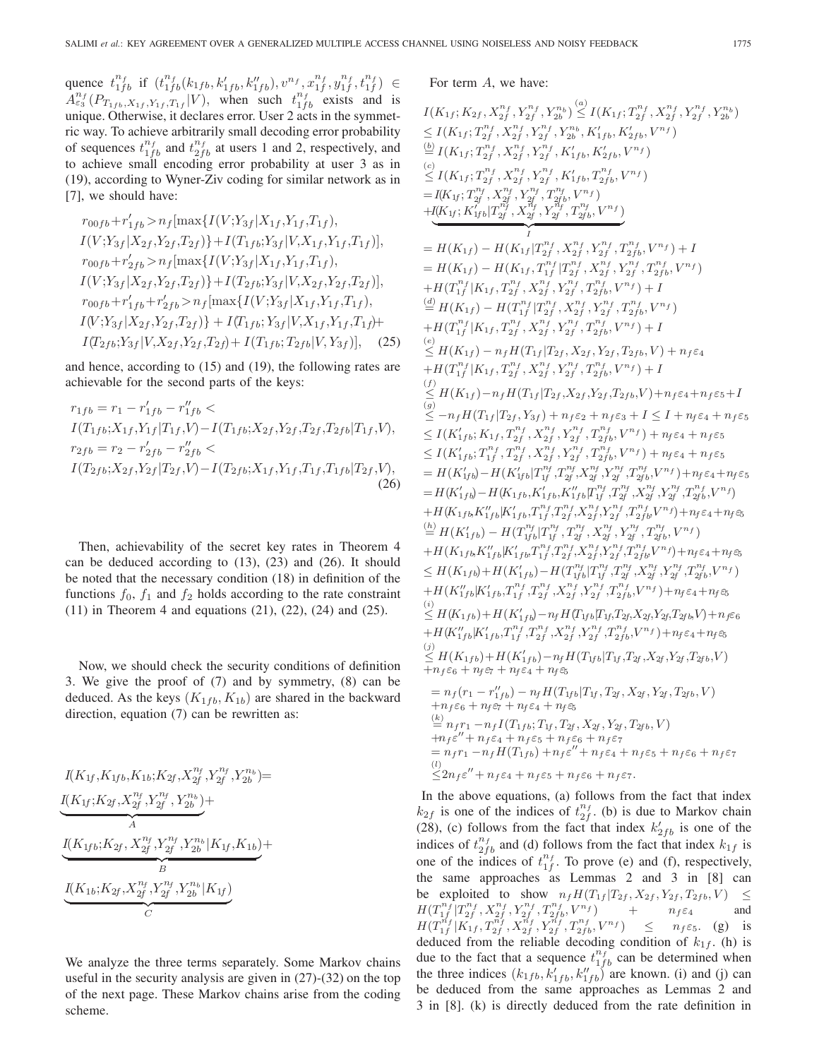quence $t_{1fb}^{n_f}$ if $(t_{1fb}^{n_f}(k_{1fb}, k'_{1fb}, k''_{1fb}), v^{n_f}, x_{1f}^{n_f}, y_{1f}^{n_f}, t_{1f}^{n_f}) \in A_{\varepsilon_3}^{n_f}(P_{T_{1fb},X_{1f},Y_{1f},T_{1f}}|V)$, when such $t_{1fb}^{n_f}$ exists and is unique. Otherwise, it declares error. User 2 acts in the symmetric way. To achieve arbitrarily small decoding error probability of sequences $t_{1fb}^{n_f}$ and $t_{2fb}^{n_f}$ at users 1 and 2, respectively, and to achieve small encoding error probability at user 3 as in (19), according to Wyner-Ziv coding for similar network as in [7], we should have:

$$
\begin{aligned}
&r_{00fb}+r'_{1fb} > n_f[\max\{I(V;Y_{3f}|X_{1f},Y_{1f},T_{1f}),\\
&I(V;Y_{3f}|X_{2f},Y_{2f},T_{2f})\}+I(T_{1fb};Y_{3f}|V,X_{1f},Y_{1f},T_{1f})],\\
&r_{00fb}+r'_{2fb} > n_f[\max\{I(V;Y_{3f}|X_{1f},Y_{1f},T_{1f}),\\
&I(V;Y_{3f}|X_{2f},Y_{2f},T_{2f})\}+I(T_{2fb};Y_{3f}|V,X_{2f},Y_{2f},T_{2f})],\\
&r_{00fb}+r'_{1fb}+r'_{2fb} > n_f[\max\{I(V;Y_{3f}|X_{1f},Y_{1f},T_{1f}),\\
&I(V;Y_{3f}|X_{2f},Y_{2f},T_{2f})\} + I(T_{1fb};Y_{3f}|V,X_{1f},Y_{1f},T_{1f})+\\
&I(T_{2fb};Y_{3f}|V,X_{2f},Y_{2f},T_{2f})+ I(T_{1fb};T_{2fb}|V,Y_{3f})], \quad (25)
\end{aligned}
$$

and hence, according to (15) and (19), the following rates are achievable for the second parts of the keys:

$$
\begin{aligned}
&r_{1fb} = r_1 - r'_{1fb} - r''_{1fb} <\\
&I(T_{1fb};X_{1f},Y_{1f}|T_{1f},V)-I(T_{1fb};X_{2f},Y_{2f},T_{2f},T_{2fb}|T_{1f},V),\\
&r_{2fb} = r_2 - r'_{2fb} - r''_{2fb} <\\
&I(T_{2fb};X_{2f},Y_{2f}|T_{2f},V)-I(T_{2fb};X_{1f},Y_{1f},T_{1f},T_{1fb}|T_{2f},V),
\end{aligned} \quad (26)
$$

Then, achievability of the secret key rates in Theorem 4 can be deduced according to (13), (23) and (26). It should be noted that the necessary condition (18) in definition of the functions $f_0$, $f_1$ and $f_2$ holds according to the rate constraint (11) in Theorem 4 and equations (21), (22), (24) and (25).

Now, we should check the security conditions of definition 3. We give the proof of (7) and by symmetry, (8) can be deduced. As the keys $(K_{1fb}, K_{1b})$ are shared in the backward direction, equation (7) can be rewritten as:

$$
\begin{aligned}
&I(K_{1f},K_{1fb},K_{1b};K_{2f},X_{2f}^{n_f},Y_{2f}^{n_f},Y_{2b}^{n_b})=\\
&\underbrace{I(K_{1f};K_{2f},X_{2f}^{n_f},Y_{2f}^{n_f},Y_{2b}^{n_b})}_{A}+\\
&\underbrace{I(K_{1fb};K_{2f},X_{2f}^{n_f},Y_{2f}^{n_f},Y_{2b}^{n_b}|K_{1f},K_{1b})}_{B}+\\
&\underbrace{I(K_{1b};K_{2f},X_{2f}^{n_f},Y_{2f}^{n_f},Y_{2b}^{n_b}|K_{1f})}_{C}
\end{aligned}
$$

We analyze the three terms separately. Some Markov chains useful in the security analysis are given in (27)-(32) on the top of the next page. These Markov chains arise from the coding scheme.

For term $A$, we have:

$$
\begin{aligned}
&I(K_{1f};K_{2f},X_{2f}^{n_f},Y_{2f}^{n_f},Y_{2b}^{n_b}) \overset{(a)}{\leq} I(K_{1f};T_{2f}^{n_f},X_{2f}^{n_f},Y_{2f}^{n_f},Y_{2b}^{n_b})\\
&\leq I(K_{1f};T_{2f}^{n_f},X_{2f}^{n_f},Y_{2f}^{n_f},Y_{2b}^{n_b},K'_{1fb},K'_{2fb},V^{n_f})\\
&\overset{(b)}{=} I(K_{1f};T_{2f}^{n_f},X_{2f}^{n_f},Y_{2f}^{n_f},K'_{1fb},K'_{2fb},V^{n_f})\\
&\overset{(c)}{\leq} I(K_{1f};T_{2f}^{n_f},X_{2f}^{n_f},Y_{2f}^{n_f},K'_{1fb},T_{2fb}^{n_f},V^{n_f})\\
&= I(K_{1f};T_{2f}^{n_f},X_{2f}^{n_f},Y_{2f}^{n_f},T_{2fb}^{n_f},V^{n_f})\\
&+\underbrace{I(K_{1f};K'_{1fb}|T_{2f}^{n_f},X_{2f}^{n_f},Y_{2f}^{n_f},T_{2fb}^{n_f},V^{n_f})}_{I}\\
&= H(K_{1f}) - H(K_{1f}|T_{2f}^{n_f},X_{2f}^{n_f},Y_{2f}^{n_f},T_{2fb}^{n_f},V^{n_f}) + I\\
&= H(K_{1f}) - H(K_{1f},T_{1f}^{n_f}|T_{2f}^{n_f},X_{2f}^{n_f},Y_{2f}^{n_f},T_{2fb}^{n_f},V^{n_f})\\
&+H(T_{1f}^{n_f}|K_{1f},T_{2f}^{n_f},X_{2f}^{n_f},Y_{2f}^{n_f},T_{2fb}^{n_f},V^{n_f}) + I\\
&\overset{(d)}{=} H(K_{1f}) - H(T_{1f}^{n_f}|T_{2f}^{n_f},X_{2f}^{n_f},Y_{2f}^{n_f},T_{2fb}^{n_f},V^{n_f})\\
&+H(T_{1f}^{n_f}|K_{1f},T_{2f}^{n_f},X_{2f}^{n_f},Y_{2f}^{n_f},T_{2fb}^{n_f},V^{n_f}) + I\\
&\overset{(e)}{\leq} H(K_{1f}) - n_f H(T_{1f}|T_{2f},X_{2f},Y_{2f},T_{2fb},V) + n_f\varepsilon_4\\
&+H(T_{1f}^{n_f}|K_{1f},T_{2f}^{n_f},X_{2f}^{n_f},Y_{2f}^{n_f},T_{2fb}^{n_f},V^{n_f}) + I\\
&\overset{(f)}{\leq} H(K_{1f}) - n_f H(T_{1f}|T_{2f},X_{2f},Y_{2f},T_{2fb},V)+n_f\varepsilon_4+n_f\varepsilon_5+I\\
&\overset{(g)}{\leq} -n_f H(T_{1f}|T_{2f},Y_{3f}) + n_f\varepsilon_2 + n_f\varepsilon_3 + I \leq I + n_f\varepsilon_4 + n_f\varepsilon_5\\
&\leq I(K'_{1fb};K_{1f},T_{2f}^{n_f},X_{2f}^{n_f},Y_{2f}^{n_f},T_{2fb}^{n_f},V^{n_f}) + n_f\varepsilon_4 + n_f\varepsilon_5\\
&\leq I(K'_{1fb};T_{1f}^{n_f},T_{2f}^{n_f},X_{2f}^{n_f},Y_{2f}^{n_f},T_{2fb}^{n_f},V^{n_f}) + n_f\varepsilon_4 + n_f\varepsilon_5\\
&= H(K'_{1fb}) - H(K'_{1fb}|T_{1f}^{n_f},T_{2f}^{n_f},X_{2f}^{n_f},Y_{2f}^{n_f},T_{2fb}^{n_f},V^{n_f}) + n_f\varepsilon_4 + n_f\varepsilon_5\\
&= H(K'_{1fb}) - H(K_{1fb},K'_{1fb},K''_{1fb}|T_{1f}^{n_f},T_{2f}^{n_f},X_{2f}^{n_f},Y_{2f}^{n_f},T_{2fb}^{n_f},V^{n_f})\\
&+H(K_{1fb},K''_{1fb}|K'_{1fb},T_{1f}^{n_f},T_{2f}^{n_f},X_{2f}^{n_f},Y_{2f}^{n_f},T_{2fb}^{n_f},V^{n_f}) + n_f\varepsilon_4 + n_f\varepsilon_5\\
&\overset{(h)}{=} H(K'_{1fb}) - H(T_{1fb}^{n_f}|T_{1f}^{n_f},T_{2f}^{n_f},X_{2f}^{n_f},Y_{2f}^{n_f},T_{2fb}^{n_f},V^{n_f})\\
&+H(K_{1fb},K''_{1fb}|K'_{1fb},T_{1f}^{n_f},T_{2f}^{n_f},X_{2f}^{n_f},Y_{2f}^{n_f},T_{2fb}^{n_f},V^{n_f}) + n_f\varepsilon_4 + n_f\varepsilon_5\\
&\leq H(K_{1fb}) + H(K'_{1fb}) - H(T_{1fb}^{n_f}|T_{1f}^{n_f},T_{2f}^{n_f},X_{2f}^{n_f},Y_{2f}^{n_f},T_{2fb}^{n_f},V^{n_f})\\
&+H(K''_{1fb}|K'_{1fb},T_{1f}^{n_f},T_{2f}^{n_f},X_{2f}^{n_f},Y_{2f}^{n_f},T_{2fb}^{n_f},V^{n_f}) + n_f\varepsilon_4 + n_f\varepsilon_5\\
&\overset{(i)}{\leq} H(K_{1fb}) + H(K'_{1fb}) - n_f H(T_{1fb}|T_{1f},T_{2f},X_{2f},Y_{2f},T_{2fb},V) + n_f\varepsilon_6\\
&+H(K''_{1fb}|K'_{1fb},T_{1f}^{n_f},T_{2f}^{n_f},X_{2f}^{n_f},Y_{2f}^{n_f},T_{2fb}^{n_f},V^{n_f}) + n_f\varepsilon_4 + n_f\varepsilon_5\\
&\overset{(j)}{\leq} H(K_{1fb}) + H(K'_{1fb}) - n_f H(T_{1fb}|T_{1f},T_{2f},X_{2f},Y_{2f},T_{2fb},V)\\
&+n_f\varepsilon_6 + n_f\varepsilon_7 + n_f\varepsilon_4 + n_f\varepsilon_5\\
&= n_f(r_1 - r''_{1fb}) - n_f H(T_{1fb}|T_{1f},T_{2f},X_{2f},Y_{2f},T_{2fb},V)\\
&+n_f\varepsilon_6 + n_f\varepsilon_7 + n_f\varepsilon_4 + n_f\varepsilon_5\\
&\overset{(k)}{=} n_f r_1 - n_f I(T_{1fb};T_{1f},T_{2f},X_{2f},Y_{2f},T_{2fb},V)\\
&+n_f\varepsilon'' + n_f\varepsilon_4 + n_f\varepsilon_5 + n_f\varepsilon_6 + n_f\varepsilon_7\\
&= n_f r_1 - n_f H(T_{1fb}) + n_f\varepsilon'' + n_f\varepsilon_4 + n_f\varepsilon_5 + n_f\varepsilon_6 + n_f\varepsilon_7\\
&\overset{(l)}{\leq} 2n_f\varepsilon'' + n_f\varepsilon_4 + n_f\varepsilon_5 + n_f\varepsilon_6 + n_f\varepsilon_7.
\end{aligned}
$$

In the above equations, (a) follows from the fact that index $k_{2f}$ is one of the indices of $t_{2f}^{n_f}$. (b) is due to Markov chain (28), (c) follows from the fact that index $k'_{2fb}$ is one of the indices of $t_{2fb}^{n_f}$ and (d) follows from the fact that index $k_{1f}$ is one of the indices of $t_{1f}^{n_f}$. To prove (e) and (f), respectively, the same approaches as Lemmas 2 and 3 in [8] can be exploited to show $n_f H(T_{1f}|T_{2f},X_{2f},Y_{2f},T_{2fb},V) \leq H(T_{1f}^{n_f}|T_{2f}^{n_f},X_{2f}^{n_f},Y_{2f}^{n_f},T_{2fb}^{n_f},V^{n_f}) + n_f\varepsilon_4$ and $H(T_{1f}^{n_f}|K_{1f},T_{2f}^{n_f},X_{2f}^{n_f},Y_{2f}^{n_f},T_{2fb}^{n_f},V^{n_f}) \leq n_f\varepsilon_5$. (g) is deduced from the reliable decoding condition of $k_{1f}$. (h) is due to the fact that a sequence $t_{1fb}^{n_f}$ can be determined when the three indices $(k_{1fb}, k'_{1fb}, k''_{1fb})$ are known. (i) and (j) can be deduced from the same approaches as Lemmas 2 and 3 in [8]. (k) is directly deduced from the rate definition in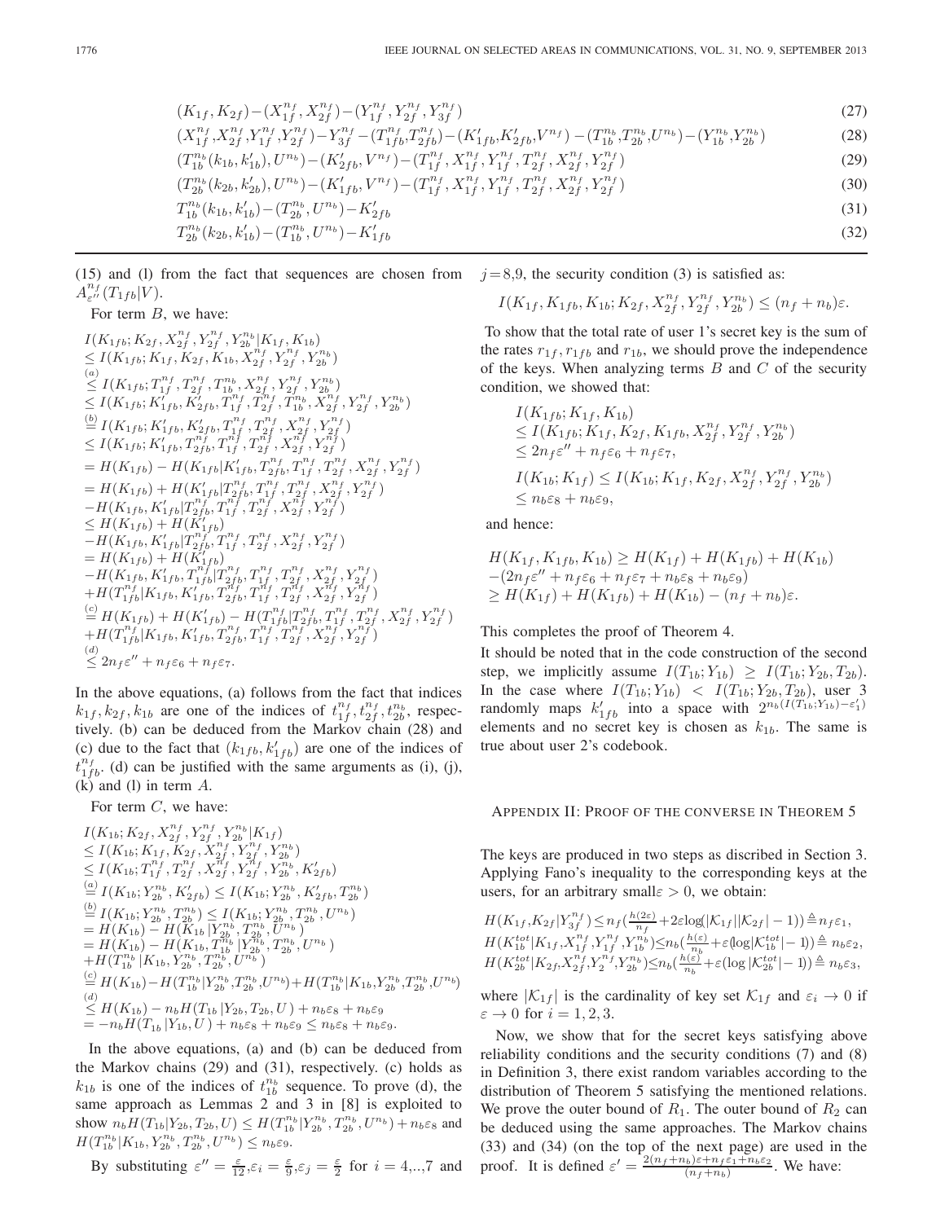$$(K_{1f}, K_{2f}) - (X_{1f}^{n_f}, X_{2f}^{n_f}) - (Y_{1f}^{n_f}, Y_{2f}^{n_f}, Y_{3f}^{n_f}) \tag{27}$$

$$(X_{1f}^{n_f}, X_{2f}^{n_f}, Y_{1f}^{n_f}, Y_{2f}^{n_f}) - Y_{3f}^{n_f} - (T_{1fb}^{n_f}, T_{2fb}^{n_f}) - (K'_{1fb}, K'_{2fb}, V^{n_f}) - (T_{1b}^{n_b}, T_{2b}^{n_b}, U^{n_b}) - (Y_{1b}^{n_b}, Y_{2b}^{n_b}) \tag{28}$$

$$(T_{1b}^{n_b}(k_{1b}, k'_{1b}), U^{n_b}) - (K'_{2fb}, V^{n_f}) - (T_{1f}^{n_f}, X_{1f}^{n_f}, Y_{1f}^{n_f}, T_{2f}^{n_f}, X_{2f}^{n_f}, Y_{2f}^{n_f}) \tag{29}$$

$$(T_{2b}^{n_b}(k_{2b}, k'_{2b}), U^{n_b}) - (K'_{1fb}, V^{n_f}) - (T_{1f}^{n_f}, X_{1f}^{n_f}, Y_{1f}^{n_f}, T_{2f}^{n_f}, X_{2f}^{n_f}, Y_{2f}^{n_f}) \tag{30}$$

$$T_{1b}^{n_b}(k_{1b}, k'_{1b}) - (T_{2b}^{n_b}, U^{n_b}) - K'_{2fb} \tag{31}$$

$$T_{2b}^{n_b}(k_{2b}, k'_{1b}) - (T_{1b}^{n_b}, U^{n_b}) - K'_{1fb} \tag{32}$$

(15) and (l) from the fact that sequences are chosen from $A_{\varepsilon''}^{n_f}(T_{1fb}|V)$.

For term $B$, we have:

$$
\begin{aligned}
&I(K_{1fb}; K_{2f}, X_{2f}^{n_f}, Y_{2f}^{n_f}, Y_{2b}^{n_b} | K_{1f}, K_{1b}) \\
&\le I(K_{1fb}; K_{1f}, K_{2f}, K_{1b}, X_{2f}^{n_f}, Y_{2f}^{n_f}, Y_{2b}^{n_b}) \\
&\overset{(a)}{\le} I(K_{1fb}; T_{1f}^{n_f}, T_{2f}^{n_f}, T_{1b}^{n_b}, X_{2f}^{n_f}, Y_{2f}^{n_f}, Y_{2b}^{n_b}) \\
&\le I(K_{1fb}; K'_{1fb}, K'_{2fb}, T_{1f}^{n_f}, T_{2f}^{n_f}, T_{1b}^{n_b}, X_{2f}^{n_f}, Y_{2f}^{n_f}, Y_{2b}^{n_b}) \\
&\overset{(b)}{=} I(K_{1fb}; K'_{1fb}, K'_{2fb}, T_{1f}^{n_f}, T_{2f}^{n_f}, X_{2f}^{n_f}, Y_{2f}^{n_f}) \\
&\le I(K_{1fb}; K'_{1fb}, T_{2fb}^{n_f}, T_{1f}^{n_f}, T_{2f}^{n_f}, X_{2f}^{n_f}, Y_{2f}^{n_f}) \\
&= H(K_{1fb}) - H(K_{1fb} | K'_{1fb}, T_{2fb}^{n_f}, T_{1f}^{n_f}, T_{2f}^{n_f}, X_{2f}^{n_f}, Y_{2f}^{n_f}) \\
&= H(K_{1fb}) + H(K'_{1fb} | T_{2fb}^{n_f}, T_{1f}^{n_f}, T_{2f}^{n_f}, X_{2f}^{n_f}, Y_{2f}^{n_f}) \\
&\quad - H(K_{1fb}, K'_{1fb} | T_{2fb}^{n_f}, T_{1f}^{n_f}, T_{2f}^{n_f}, X_{2f}^{n_f}, Y_{2f}^{n_f}) \\
&\le H(K_{1fb}) + H(K'_{1fb}) \\
&\quad - H(K_{1fb}, K'_{1fb} | T_{2fb}^{n_f}, T_{1f}^{n_f}, T_{2f}^{n_f}, X_{2f}^{n_f}, Y_{2f}^{n_f}) \\
&= H(K_{1fb}) + H(K'_{1fb}) \\
&\quad - H(K_{1fb}, K'_{1fb}, T_{1fb}^{n_f} | T_{2fb}^{n_f}, T_{1f}^{n_f}, T_{2f}^{n_f}, X_{2f}^{n_f}, Y_{2f}^{n_f}) \\
&\quad + H(T_{1fb}^{n_f} | K_{1fb}, K'_{1fb}, T_{2fb}^{n_f}, T_{1f}^{n_f}, T_{2f}^{n_f}, X_{2f}^{n_f}, Y_{2f}^{n_f}) \\
&\overset{(c)}{=} H(K_{1fb}) + H(K'_{1fb}) - H(T_{1fb}^{n_f} | T_{2fb}^{n_f}, T_{1f}^{n_f}, T_{2f}^{n_f}, X_{2f}^{n_f}, Y_{2f}^{n_f}) \\
&\quad + H(T_{1fb}^{n_f} | K_{1fb}, K'_{1fb}, T_{2fb}^{n_f}, T_{1f}^{n_f}, T_{2f}^{n_f}, X_{2f}^{n_f}, Y_{2f}^{n_f}) \\
&\overset{(d)}{\le} 2n_f\varepsilon'' + n_f\varepsilon_6 + n_f\varepsilon_7.
\end{aligned}
$$

In the above equations, (a) follows from the fact that indices $k_{1f}, k_{2f}, k_{1b}$ are one of the indices of $t_{1f}^{n_f}, t_{2f}^{n_f}, t_{2b}^{n_b}$, respectively. (b) can be deduced from the Markov chain (28) and (c) due to the fact that $(k_{1fb}, k'_{1fb})$ are one of the indices of $t_{1fb}^{n_f}$. (d) can be justified with the same arguments as (i), (j), (k) and (l) in term $A$.

For term $C$, we have:

$$
\begin{aligned}
&I(K_{1b}; K_{2f}, X_{2f}^{n_f}, Y_{2f}^{n_f}, Y_{2b}^{n_b} | K_{1f}) \\
&\le I(K_{1b}; K_{1f}, K_{2f}, X_{2f}^{n_f}, Y_{2f}^{n_f}, Y_{2b}^{n_b}) \\
&\le I(K_{1b}; T_{1f}^{n_f}, T_{2f}^{n_f}, X_{2f}^{n_f}, Y_{2f}^{n_f}, Y_{2b}^{n_b}, K'_{2fb}) \\
&\overset{(a)}{=} I(K_{1b}; Y_{2b}^{n_b}, K'_{2fb}) \le I(K_{1b}; Y_{2b}^{n_b}, K'_{2fb}, T_{2b}^{n_b}) \\
&\overset{(b)}{=} I(K_{1b}; Y_{2b}^{n_b}, T_{2b}^{n_b}) \le I(K_{1b}; Y_{2b}^{n_b}, T_{2b}^{n_b}, U^{n_b}) \\
&= H(K_{1b}) - H(K_{1b} | Y_{2b}^{n_b}, T_{2b}^{n_b}, U^{n_b}) \\
&= H(K_{1b}) - H(K_{1b}, T_{1b}^{n_b} | Y_{2b}^{n_b}, T_{2b}^{n_b}, U^{n_b}) \\
&\quad + H(T_{1b}^{n_b} | K_{1b}, Y_{2b}^{n_b}, T_{2b}^{n_b}, U^{n_b}) \\
&\overset{(c)}{=} H(K_{1b}) - H(T_{1b}^{n_b} | Y_{2b}^{n_b}, T_{2b}^{n_b}, U^{n_b}) + H(T_{1b}^{n_b} | K_{1b}, Y_{2b}^{n_b}, T_{2b}^{n_b}, U^{n_b}) \\
&\overset{(d)}{\le} H(K_{1b}) - n_b H(T_{1b} | Y_{2b}, T_{2b}, U) + n_b\varepsilon_8 + n_b\varepsilon_9 \\
&= -n_b H(T_{1b} | Y_{1b}, U) + n_b\varepsilon_8 + n_b\varepsilon_9 \le n_b\varepsilon_8 + n_b\varepsilon_9.
\end{aligned}
$$

In the above equations, (a) and (b) can be deduced from the Markov chains (29) and (31), respectively. (c) holds as $k_{1b}$ is one of the indices of $t_{1b}^{n_b}$ sequence. To prove (d), the same approach as Lemmas 2 and 3 in [8] is exploited to show $n_b H(T_{1b}|Y_{2b}, T_{2b}, U) \le H(T_{1b}^{n_b}|Y_{2b}^{n_b}, T_{2b}^{n_b}, U^{n_b}) + n_b\varepsilon_8$ and $H(T_{1b}^{n_b}|K_{1b}, Y_{2b}^{n_b}, T_{2b}^{n_b}, U^{n_b}) \le n_b\varepsilon_9$.

By substituting $\varepsilon'' = \frac{\varepsilon}{12}, \varepsilon_i = \frac{\varepsilon}{9}, \varepsilon_j = \frac{\varepsilon}{2}$ for $i = 4,..,7$ and $j = 8,9$, the security condition (3) is satisfied as:

$$I(K_{1f}, K_{1fb}, K_{1b}; K_{2f}, X_{2f}^{n_f}, Y_{2f}^{n_f}, Y_{2b}^{n_b}) \le (n_f + n_b)\varepsilon.$$

To show that the total rate of user 1's secret key is the sum of the rates $r_{1f}, r_{1fb}$ and $r_{1b}$, we should prove the independence of the keys. When analyzing terms $B$ and $C$ of the security condition, we showed that:

$$
\begin{aligned}
&I(K_{1fb}; K_{1f}, K_{1b}) \\
&\le I(K_{1fb}; K_{1f}, K_{2f}, K_{1fb}, X_{2f}^{n_f}, Y_{2f}^{n_f}, Y_{2b}^{n_b}) \\
&\le 2n_f\varepsilon'' + n_f\varepsilon_6 + n_f\varepsilon_7, \\
&I(K_{1b}; K_{1f}) \le I(K_{1b}; K_{1f}, K_{2f}, X_{2f}^{n_f}, Y_{2f}^{n_f}, Y_{2b}^{n_b}) \\
&\le n_b\varepsilon_8 + n_b\varepsilon_9,
\end{aligned}
$$

and hence:

$$
\begin{aligned}
&H(K_{1f}, K_{1fb}, K_{1b}) \ge H(K_{1f}) + H(K_{1fb}) + H(K_{1b}) \\
&-(2n_f\varepsilon'' + n_f\varepsilon_6 + n_f\varepsilon_7 + n_b\varepsilon_8 + n_b\varepsilon_9) \\
&\ge H(K_{1f}) + H(K_{1fb}) + H(K_{1b}) - (n_f + n_b)\varepsilon.
\end{aligned}
$$

This completes the proof of Theorem 4.

It should be noted that in the code construction of the second step, we implicitly assume $I(T_{1b}; Y_{1b}) \ge I(T_{1b}; Y_{2b}, T_{2b})$. In the case where $I(T_{1b}; Y_{1b}) < I(T_{1b}; Y_{2b}, T_{2b})$, user 3 randomly maps $k'_{1fb}$ into a space with $2^{n_b(I(T_{1b};Y_{1b}) - \varepsilon'_1)}$ elements and no secret key is chosen as $k_{1b}$. The same is true about user 2's codebook.

## Appendix II: Proof of the Converse in Theorem 5

The keys are produced in two steps as discribed in Section 3. Applying Fano's inequality to the corresponding keys at the users, for an arbitrary small $\varepsilon > 0$, we obtain:

$$
\begin{aligned}
&H(K_{1f}, K_{2f} | Y_{3f}^{n_f}) \le n_f\big(\tfrac{h(2\varepsilon)}{n_f} + 2\varepsilon\log(|\mathcal{K}_{1f}||\mathcal{K}_{2f}| - 1)\big) \triangleq n_f\varepsilon_1, \\
&H(K_{1b}^{tot} | K_{1f}, X_{1f}^{n_f}, Y_{1f}^{n_f}, Y_{1b}^{n_b}) \le n_b\big(\tfrac{h(\varepsilon)}{n_b} + \varepsilon(\log|\mathcal{K}_{1b}^{tot}| - 1)\big) \triangleq n_b\varepsilon_2, \\
&H(K_{2b}^{tot} | K_{2f}, X_{2f}^{n_f}, Y_{2}^{n_f}, Y_{2b}^{n_b}) \le n_b\big(\tfrac{h(\varepsilon)}{n_b} + \varepsilon(\log|\mathcal{K}_{2b}^{tot}| - 1)\big) \triangleq n_b\varepsilon_3,
\end{aligned}
$$

where $|\mathcal{K}_{1f}|$ is the cardinality of key set $\mathcal{K}_{1f}$ and $\varepsilon_i \to 0$ if $\varepsilon \to 0$ for $i = 1, 2, 3$.

Now, we show that for the secret keys satisfying above reliability conditions and the security conditions (7) and (8) in Definition 3, there exist random variables according to the distribution of Theorem 5 satisfying the mentioned relations. We prove the outer bound of $R_1$. The outer bound of $R_2$ can be deduced using the same approaches. The Markov chains (33) and (34) (on the top of the next page) are used in the proof. It is defined $\varepsilon' = \frac{2(n_f + n_b)\varepsilon + n_f\varepsilon_1 + n_b\varepsilon_2}{(n_f + n_b)}$. We have: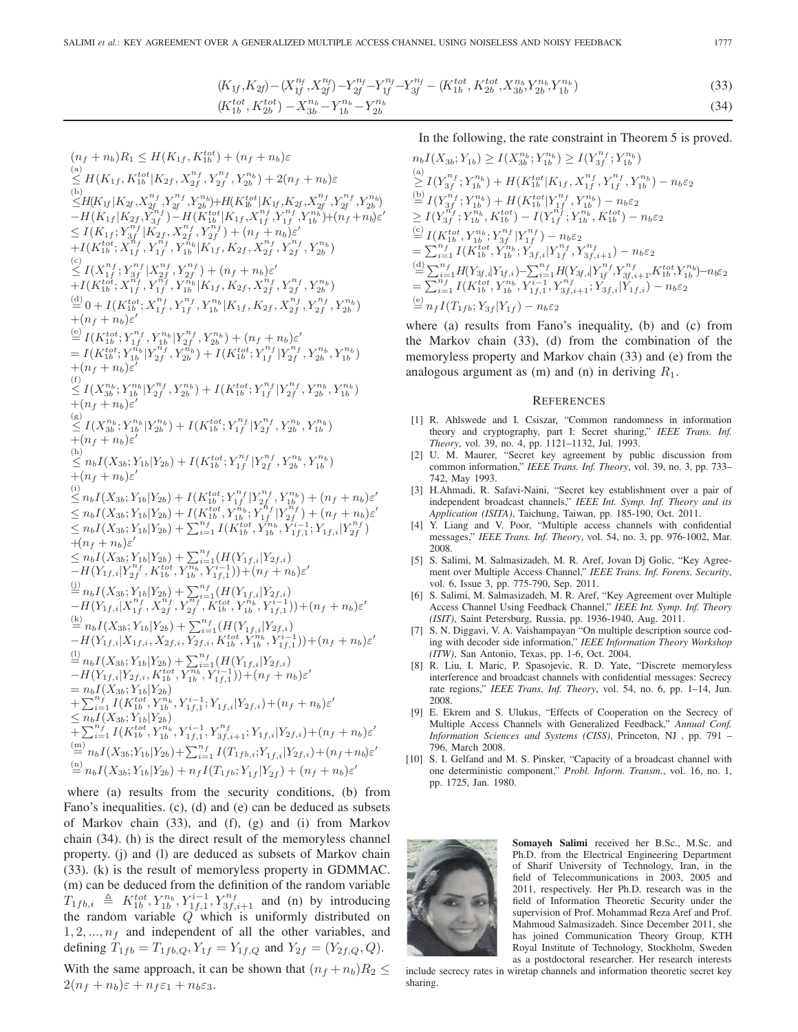$$(K_{1f},K_{2f})-(X_{1f}^{n_f},X_{2f}^{n_f})-Y_{2f}^{n_f}-Y_{1f}^{n_f}-Y_{3f}^{n_f}-(K_{1b}^{tot},K_{2b}^{tot},X_{3b}^{n_b},Y_{2b}^{n_b},Y_{1b}^{n_b}) \quad (33)$$

$$(K_{1b}^{tot},K_{2b}^{tot})-X_{3b}^{n_b}-Y_{1b}^{n_b}-Y_{2b}^{n_b} \quad (34)$$

$$\begin{aligned}
&(n_f+n_b)R_1 \le H(K_{1f},K_{1b}^{tot})+(n_f+n_b)\varepsilon\\
&\overset{(a)}{\le} H(K_{1f},K_{1b}^{tot}|K_{2f},X_{2f}^{n_f},Y_{2f}^{n_f},Y_{2b}^{n_b})+2(n_f+n_b)\varepsilon\\
&\overset{(b)}{\le} H(K_{1f}|K_{2f},X_{2f}^{n_f},Y_{2f}^{n_f},Y_{2b}^{n_b})+H(K_{1b}^{tot}|K_{1f},K_{2f},X_{2f}^{n_f},Y_{2f}^{n_f},Y_{2b}^{n_b})\\
&\quad -H(K_{1f}|K_{2f},Y_{3f}^{n_f})-H(K_{1b}^{tot}|K_{1f},X_{1f}^{n_f},Y_{1f}^{n_f},Y_{1b}^{n_b})+(n_f+n_b)\varepsilon'\\
&\le I(K_{1f};Y_{3f}^{n_f}|K_{2f},X_{2f}^{n_f},Y_{2f}^{n_f})+(n_f+n_b)\varepsilon'\\
&\quad +I(K_{1b}^{tot};X_{1f}^{n_f},Y_{1f}^{n_f},Y_{1b}^{n_b}|K_{1f},K_{2f},X_{2f}^{n_f},Y_{2f}^{n_f},Y_{2b}^{n_b})\\
&\overset{(c)}{\le} I(X_{1f}^{n_f};Y_{3f}^{n_f}|X_{2f}^{n_f},Y_{2f}^{n_f})+(n_f+n_b)\varepsilon'\\
&\quad +I(K_{1b}^{tot};X_{1f}^{n_f},Y_{1f}^{n_f},Y_{1b}^{n_b}|K_{1f},K_{2f},X_{2f}^{n_f},Y_{2f}^{n_f},Y_{2b}^{n_b})\\
&\overset{(d)}{=} 0+I(K_{1b}^{tot};X_{1f}^{n_f},Y_{1f}^{n_f},Y_{1b}^{n_b}|K_{1f},K_{2f},X_{2f}^{n_f},Y_{2f}^{n_f},Y_{2b}^{n_b})\\
&\quad +(n_f+n_b)\varepsilon'\\
&\overset{(e)}{=} I(K_{1b}^{tot};Y_{1f}^{n_f},Y_{1b}^{n_b}|Y_{2f}^{n_f},Y_{2b}^{n_b})+(n_f+n_b)\varepsilon'\\
&= I(K_{1b}^{tot};Y_{1b}^{n_b}|Y_{2f}^{n_f},Y_{2b}^{n_b})+I(K_{1b}^{tot};Y_{1f}^{n_f}|Y_{2f}^{n_f},Y_{2b}^{n_b},Y_{1b}^{n_b})\\
&\quad +(n_f+n_b)\varepsilon'\\
&\overset{(f)}{\le} I(X_{3b}^{n_b};Y_{1b}^{n_b}|Y_{2f}^{n_f},Y_{2b}^{n_b})+I(K_{1b}^{tot};Y_{1f}^{n_f}|Y_{2f}^{n_f},Y_{2b}^{n_b},Y_{1b}^{n_b})\\
&\quad +(n_f+n_b)\varepsilon'\\
&\overset{(g)}{\le} I(X_{3b}^{n_b};Y_{1b}^{n_b}|Y_{2b}^{n_b})+I(K_{1b}^{tot};Y_{1f}^{n_f}|Y_{2f}^{n_f},Y_{2b}^{n_b},Y_{1b}^{n_b})\\
&\quad +(n_f+n_b)\varepsilon'\\
&\overset{(h)}{\le} n_bI(X_{3b};Y_{1b}|Y_{2b})+I(K_{1b}^{tot};Y_{1f}^{n_f}|Y_{2f}^{n_f},Y_{2b}^{n_b},Y_{1b}^{n_b})\\
&\quad +(n_f+n_b)\varepsilon'\\
&\overset{(i)}{\le} n_bI(X_{3b};Y_{1b}|Y_{2b})+I(K_{1b}^{tot};Y_{1f}^{n_f}|Y_{2f}^{n_f},Y_{1b}^{n_b})+(n_f+n_b)\varepsilon'\\
&\le n_bI(X_{3b};Y_{1b}|Y_{2b})+I(K_{1b}^{tot},Y_{1b}^{n_b};Y_{1f}^{n_f}|Y_{2f}^{n_f})+(n_f+n_b)\varepsilon'\\
&\le n_bI(X_{3b};Y_{1b}|Y_{2b})+\textstyle\sum_{i=1}^{n_f}I(K_{1b}^{tot},Y_{1b}^{n_b},Y_{1f,1}^{i-1};Y_{1f,i}|Y_{2f}^{n_f})\\
&\quad +(n_f+n_b)\varepsilon'\\
&\le n_bI(X_{3b};Y_{1b}|Y_{2b})+\textstyle\sum_{i=1}^{n_f}(H(Y_{1f,i}|Y_{2f,i})\\
&\quad -H(Y_{1f,i}|Y_{2f}^{n_f},K_{1b}^{tot},Y_{1b}^{n_b},Y_{1f,1}^{i-1}))+(n_f+n_b)\varepsilon'\\
&\overset{(j)}{=} n_bI(X_{3b};Y_{1b}|Y_{2b})+\textstyle\sum_{i=1}^{n_f}(H(Y_{1f,i}|Y_{2f,i})\\
&\quad -H(Y_{1f,i}|X_{1f}^{n_f},X_{2f}^{n_f},Y_{2f}^{n_f},K_{1b}^{tot},Y_{1b}^{n_b},Y_{1f,1}^{i-1}))+(n_f+n_b)\varepsilon'\\
&\overset{(k)}{=} n_bI(X_{3b};Y_{1b}|Y_{2b})+\textstyle\sum_{i=1}^{n_f}(H(Y_{1f,i}|Y_{2f,i})\\
&\quad -H(Y_{1f,i}|X_{1f,i},X_{2f,i},Y_{2f,i},K_{1b}^{tot},Y_{1b}^{n_b},Y_{1f,1}^{i-1}))+(n_f+n_b)\varepsilon'\\
&\overset{(l)}{=} n_bI(X_{3b};Y_{1b}|Y_{2b})+\textstyle\sum_{i=1}^{n_f}(H(Y_{1f,i}|Y_{2f,i})\\
&\quad -H(Y_{1f,i}|Y_{2f,i},K_{1b}^{tot},Y_{1b}^{n_b},Y_{1f,1}^{i-1}))+(n_f+n_b)\varepsilon'\\
&= n_bI(X_{3b};Y_{1b}|Y_{2b})\\
&\quad +\textstyle\sum_{i=1}^{n_f}I(K_{1b}^{tot},Y_{1b}^{n_b},Y_{1f,1}^{i-1};Y_{1f,i}|Y_{2f,i})+(n_f+n_b)\varepsilon'\\
&\le n_bI(X_{3b};Y_{1b}|Y_{2b})\\
&\quad +\textstyle\sum_{i=1}^{n_f}I(K_{1b}^{tot},Y_{1b}^{n_b},Y_{1f,1}^{i-1},Y_{3f,i+1}^{n_f};Y_{1f,i}|Y_{2f,i})+(n_f+n_b)\varepsilon'\\
&\overset{(m)}{=} n_bI(X_{3b};Y_{1b}|Y_{2b})+\textstyle\sum_{i=1}^{n_f}I(T_{1fb,i};Y_{1f,i}|Y_{2f,i})+(n_f+n_b)\varepsilon'\\
&\overset{(n)}{=} n_bI(X_{3b};Y_{1b}|Y_{2b})+n_fI(T_{1fb};Y_{1f}|Y_{2f})+(n_f+n_b)\varepsilon'
\end{aligned}$$

where (a) results from the security conditions, (b) from Fano's inequalities. (c), (d) and (e) can be deduced as subsets of Markov chain (33), and (f), (g) and (i) from Markov chain (34). (h) is the direct result of the memoryless channel property. (j) and (l) are deduced as subsets of Markov chain (33). (k) is the result of memoryless property in GDMMAC. (m) can be deduced from the definition of the random variable $T_{1fb,i} \triangleq K_{1b}^{tot},Y_{1b}^{n_b},Y_{1f,1}^{i-1},Y_{3f,i+1}^{n_f}$ and (n) by introducing the random variable $Q$ which is uniformly distributed on $1,2,...,n_f$ and independent of all the other variables, and defining $T_{1fb}=T_{1fb,Q},Y_{1f}=Y_{1f,Q}$ and $Y_{2f}=(Y_{2f,Q},Q)$.

With the same approach, it can be shown that $(n_f+n_b)R_2 \le 2(n_f+n_b)\varepsilon+n_f\varepsilon_1+n_b\varepsilon_3$.

In the following, the rate constraint in Theorem 5 is proved.

$$\begin{aligned}
&n_bI(X_{3b};Y_{1b}) \ge I(X_{3b}^{n_b};Y_{1b}^{n_b}) \ge I(Y_{3f}^{n_f};Y_{1b}^{n_b})\\
&\overset{(a)}{\ge} I(Y_{3f}^{n_f};Y_{1b}^{n_b})+H(K_{1b}^{tot}|K_{1f},X_{1f}^{n_f},Y_{1f}^{n_f},Y_{1b}^{n_b})-n_b\varepsilon_2\\
&\overset{(b)}{=} I(Y_{3f}^{n_f};Y_{1b}^{n_b})+H(K_{1b}^{tot}|Y_{1f}^{n_f},Y_{1b}^{n_b})-n_b\varepsilon_2\\
&\ge I(Y_{3f}^{n_f};Y_{1b}^{n_b},K_{1b}^{tot})-I(Y_{1f}^{n_f};Y_{1b}^{n_b},K_{1b}^{tot})-n_b\varepsilon_2\\
&\overset{(c)}{=} I(K_{1b}^{tot},Y_{1b}^{n_b};Y_{3f}^{n_f}|Y_{1f}^{n_f})-n_b\varepsilon_2\\
&= \textstyle\sum_{i=1}^{n_f}I(K_{1b}^{tot},Y_{1b}^{n_b};Y_{3f,i}|Y_{1f}^{n_f},Y_{3f,i+1}^{n_f})-n_b\varepsilon_2\\
&\overset{(d)}{=} \textstyle\sum_{i=1}^{n_f}H(Y_{3f,i}|Y_{1f,i})-\sum_{i=1}^{n_f}H(Y_{3f,i}|Y_{1f}^{n_f},Y_{3f,i+1}^{n_f},K_{1b}^{tot},Y_{1b}^{n_b})-n_b\varepsilon_2\\
&= \textstyle\sum_{i=1}^{n_f}I(K_{1b}^{tot},Y_{1b}^{n_b},Y_{1f,1}^{i-1},Y_{3f,i+1}^{n_f};Y_{3f,i}|Y_{1f,i})-n_b\varepsilon_2\\
&\overset{(e)}{=} n_fI(T_{1fb};Y_{3f}|Y_{1f})-n_b\varepsilon_2
\end{aligned}$$

where (a) results from Fano's inequality, (b) and (c) from the Markov chain (33), (d) from the combination of the memoryless property and Markov chain (33) and (e) from the analogous argument as (m) and (n) in deriving $R_1$.

## REFERENCES

[1] R. Ahlswede and I. Csiszar, "Common randomness in information theory and cryptography, part I: Secret sharing," *IEEE Trans. Inf. Theory*, vol. 39, no. 4, pp. 1121–1132, Jul. 1993.

[2] U. M. Maurer, "Secret key agreement by public discussion from common information," *IEEE Trans. Inf. Theory*, vol. 39, no. 3, pp. 733–742, May 1993.

[3] H.Ahmadi, R. Safavi-Naini, "Secret key establishment over a pair of independent broadcast channels," *IEEE Int. Symp. Inf. Theory and its Application (ISITA)*, Taichung, Taiwan, pp. 185-190, Oct. 2011.

[4] Y. Liang and V. Poor, "Multiple access channels with confidential messages," *IEEE Trans. Inf. Theory*, vol. 54, no. 3, pp. 976-1002, Mar. 2008.

[5] S. Salimi, M. Salmasizadeh, M. R. Aref, Jovan Dj Golic, "Key Agreement over Multiple Access Channel," *IEEE Trans. Inf. Forens. Security*, vol. 6, Issue 3, pp. 775-790, Sep. 2011.

[6] S. Salimi, M. Salmasizadeh, M. R. Aref, "Key Agreement over Multiple Access Channel Using Feedback Channel," *IEEE Int. Symp. Inf. Theory (ISIT)*, Saint Petersburg, Russia, pp. 1936-1940, Aug. 2011.

[7] S. N. Diggavi, V. A. Vaishampayan "On multiple description source coding with decoder side information," *IEEE Information Theory Workshop (ITW)*, San Antonio, Texas, pp. 1-6, Oct. 2004.

[8] R. Liu, I. Maric, P. Spasojevic, R. D. Yate, "Discrete memoryless interference and broadcast channels with confidential messages: Secrecy rate regions," *IEEE Trans. Inf. Theory*, vol. 54, no. 6, pp. 1–14, Jun. 2008.

[9] E. Ekrem and S. Ulukus, "Effects of Cooperation on the Secrecy of Multiple Access Channels with Generalized Feedback," *Annual Conf. Information Sciences and Systems (CISS)*, Princeton, NJ , pp. 791 – 796, March 2008.

[10] S. I. Gelfand and M. S. Pinsker, "Capacity of a broadcast channel with one deterministic component," *Probl. Inform. Transm.*, vol. 16, no. 1, pp. 1725, Jan. 1980.

**Somayeh Salimi** received her B.Sc., M.Sc. and Ph.D. from the Electrical Engineering Department of Sharif University of Technology, Iran, in the field of Telecommunications in 2003, 2005 and 2011, respectively. Her Ph.D. research was in the field of Information Theoretic Security under the supervision of Prof. Mohammad Reza Aref and Prof. Mahmoud Salmasizadeh. Since December 2011, she has joined Communication Theory Group, KTH Royal Institute of Technology, Stockholm, Sweden as a postdoctoral researcher. Her research interests include secrecy rates in wiretap channels and information theoretic secret key sharing.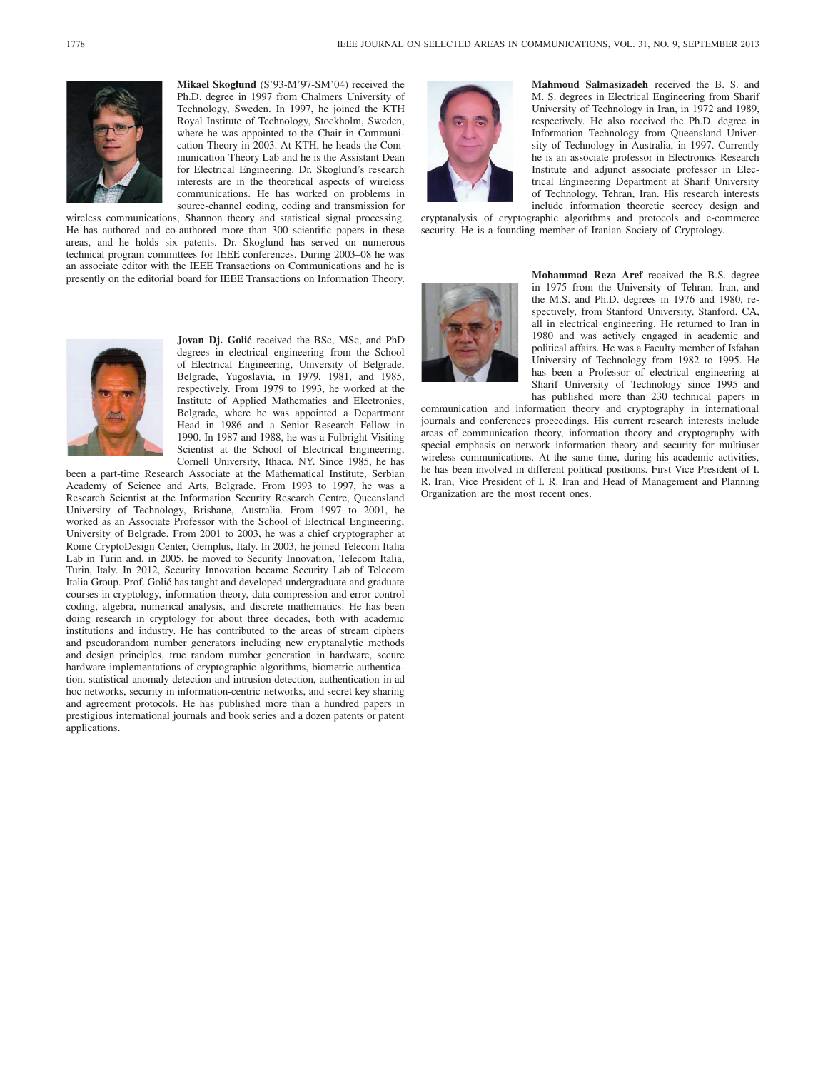**Mikael Skoglund** (S'93-M'97-SM'04) received the Ph.D. degree in 1997 from Chalmers University of Technology, Sweden. In 1997, he joined the KTH Royal Institute of Technology, Stockholm, Sweden, where he was appointed to the Chair in Communication Theory in 2003. At KTH, he heads the Communication Theory Lab and he is the Assistant Dean for Electrical Engineering. Dr. Skoglund's research interests are in the theoretical aspects of wireless communications. He has worked on problems in source-channel coding, coding and transmission for wireless communications, Shannon theory and statistical signal processing. He has authored and co-authored more than 300 scientific papers in these areas, and he holds six patents. Dr. Skoglund has served on numerous technical program committees for IEEE conferences. During 2003–08 he was an associate editor with the IEEE Transactions on Communications and he is presently on the editorial board for IEEE Transactions on Information Theory.

**Jovan Dj. Golić** received the BSc, MSc, and PhD degrees in electrical engineering from the School of Electrical Engineering, University of Belgrade, Belgrade, Yugoslavia, in 1979, 1981, and 1985, respectively. From 1979 to 1993, he worked at the Institute of Applied Mathematics and Electronics, Belgrade, where he was appointed a Department Head in 1986 and a Senior Research Fellow in 1990. In 1987 and 1988, he was a Fulbright Visiting Scientist at the School of Electrical Engineering, Cornell University, Ithaca, NY. Since 1985, he has been a part-time Research Associate at the Mathematical Institute, Serbian Academy of Science and Arts, Belgrade. From 1993 to 1997, he was a Research Scientist at the Information Security Research Centre, Queensland University of Technology, Brisbane, Australia. From 1997 to 2001, he worked as an Associate Professor with the School of Electrical Engineering, University of Belgrade. From 2001 to 2003, he was a chief cryptographer at Rome CryptoDesign Center, Gemplus, Italy. In 2003, he joined Telecom Italia Lab in Turin and, in 2005, he moved to Security Innovation, Telecom Italia, Turin, Italy. In 2012, Security Innovation became Security Lab of Telecom Italia Group. Prof. Golić has taught and developed undergraduate and graduate courses in cryptology, information theory, data compression and error control coding, algebra, numerical analysis, and discrete mathematics. He has been doing research in cryptology for about three decades, both with academic institutions and industry. He has contributed to the areas of stream ciphers and pseudorandom number generators including new cryptanalytic methods and design principles, true random number generation in hardware, secure hardware implementations of cryptographic algorithms, biometric authentication, statistical anomaly detection and intrusion detection, authentication in ad hoc networks, security in information-centric networks, and secret key sharing and agreement protocols. He has published more than a hundred papers in prestigious international journals and book series and a dozen patents or patent applications.

**Mahmoud Salmasizadeh** received the B. S. and M. S. degrees in Electrical Engineering from Sharif University of Technology in Iran, in 1972 and 1989, respectively. He also received the Ph.D. degree in Information Technology from Queensland University of Technology in Australia, in 1997. Currently he is an associate professor in Electronics Research Institute and adjunct associate professor in Electrical Engineering Department at Sharif University of Technology, Tehran, Iran. His research interests include information theoretic secrecy design and cryptanalysis of cryptographic algorithms and protocols and e-commerce security. He is a founding member of Iranian Society of Cryptology.

**Mohammad Reza Aref** received the B.S. degree in 1975 from the University of Tehran, Iran, and the M.S. and Ph.D. degrees in 1976 and 1980, respectively, from Stanford University, Stanford, CA, all in electrical engineering. He returned to Iran in 1980 and was actively engaged in academic and political affairs. He was a Faculty member of Isfahan University of Technology from 1982 to 1995. He has been a Professor of electrical engineering at Sharif University of Technology since 1995 and has published more than 230 technical papers in communication and information theory and cryptography in international journals and conferences proceedings. His current research interests include areas of communication theory, information theory and cryptography with special emphasis on network information theory and security for multiuser wireless communications. At the same time, during his academic activities, he has been involved in different political positions. First Vice President of I. R. Iran, Vice President of I. R. Iran and Head of Management and Planning Organization are the most recent ones.